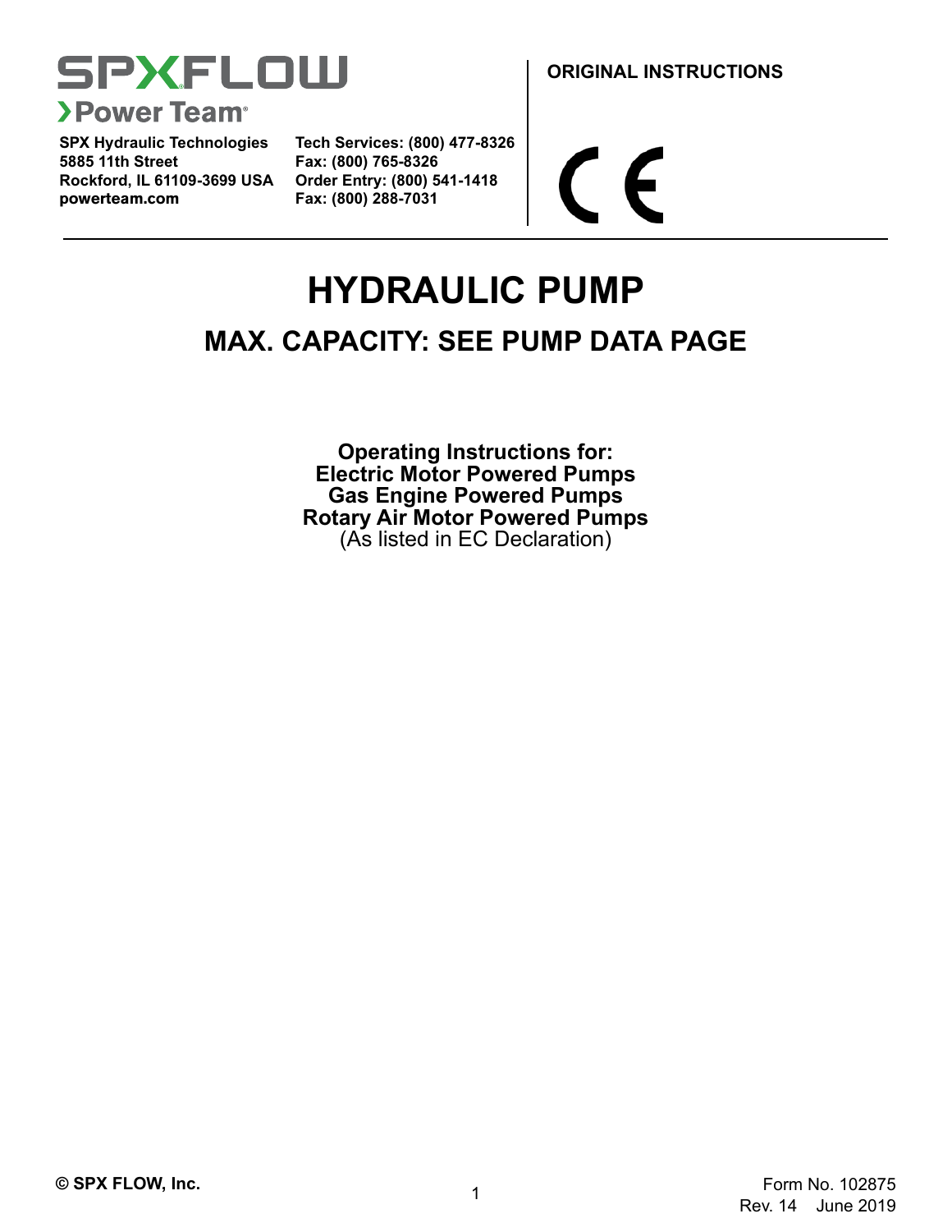SPXFLOW
›Power Team®

**SPX Hydraulic Technologies**
**5885 11th Street**
**Rockford, IL 61109-3699 USA**
**powerteam.com**

**Tech Services: (800) 477-8326**
**Fax: (800) 765-8326**
**Order Entry: (800) 541-1418**
**Fax: (800) 288-7031**

**ORIGINAL INSTRUCTIONS**

CE

# HYDRAULIC PUMP

## MAX. CAPACITY: SEE PUMP DATA PAGE

**Operating Instructions for:**
**Electric Motor Powered Pumps**
**Gas Engine Powered Pumps**
**Rotary Air Motor Powered Pumps**
(As listed in EC Declaration)

**© SPX FLOW, Inc.**

Form No. 102875
Rev. 14 June 2019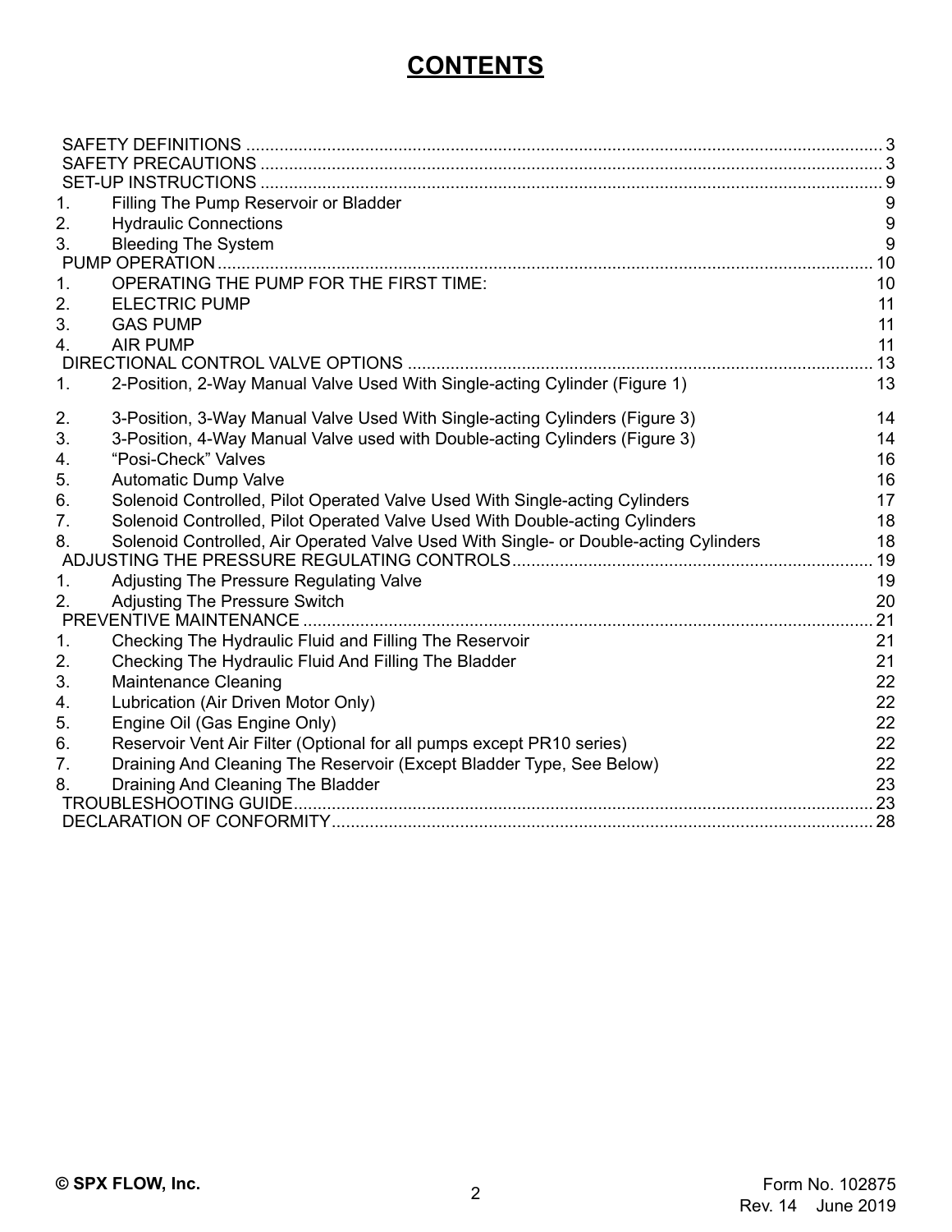# CONTENTS

SAFETY DEFINITIONS ........................................................ 3
SAFETY PRECAUTIONS ........................................................ 3
SET-UP INSTRUCTIONS ........................................................ 9
1. Filling The Pump Reservoir or Bladder 9
2. Hydraulic Connections 9
3. Bleeding The System 9

PUMP OPERATION ........................................................ 10
1. OPERATING THE PUMP FOR THE FIRST TIME: 10
2. ELECTRIC PUMP 11
3. GAS PUMP 11
4. AIR PUMP 11

DIRECTIONAL CONTROL VALVE OPTIONS ........................................................ 13
1. 2-Position, 2-Way Manual Valve Used With Single-acting Cylinder (Figure 1) 13
2. 3-Position, 3-Way Manual Valve Used With Single-acting Cylinders (Figure 3) 14
3. 3-Position, 4-Way Manual Valve used with Double-acting Cylinders (Figure 3) 14
4. “Posi-Check” Valves 16
5. Automatic Dump Valve 16
6. Solenoid Controlled, Pilot Operated Valve Used With Single-acting Cylinders 17
7. Solenoid Controlled, Pilot Operated Valve Used With Double-acting Cylinders 18
8. Solenoid Controlled, Air Operated Valve Used With Single- or Double-acting Cylinders 18

ADJUSTING THE PRESSURE REGULATING CONTROLS ........................................................ 19
1. Adjusting The Pressure Regulating Valve 19
2. Adjusting The Pressure Switch 20

PREVENTIVE MAINTENANCE ........................................................ 21
1. Checking The Hydraulic Fluid and Filling The Reservoir 21
2. Checking The Hydraulic Fluid And Filling The Bladder 21
3. Maintenance Cleaning 22
4. Lubrication (Air Driven Motor Only) 22
5. Engine Oil (Gas Engine Only) 22
6. Reservoir Vent Air Filter (Optional for all pumps except PR10 series) 22
7. Draining And Cleaning The Reservoir (Except Bladder Type, See Below) 22
8. Draining And Cleaning The Bladder 23

TROUBLESHOOTING GUIDE ........................................................ 23
DECLARATION OF CONFORMITY ........................................................ 28

© SPX FLOW, Inc.

Form No. 102875
Rev. 14 June 2019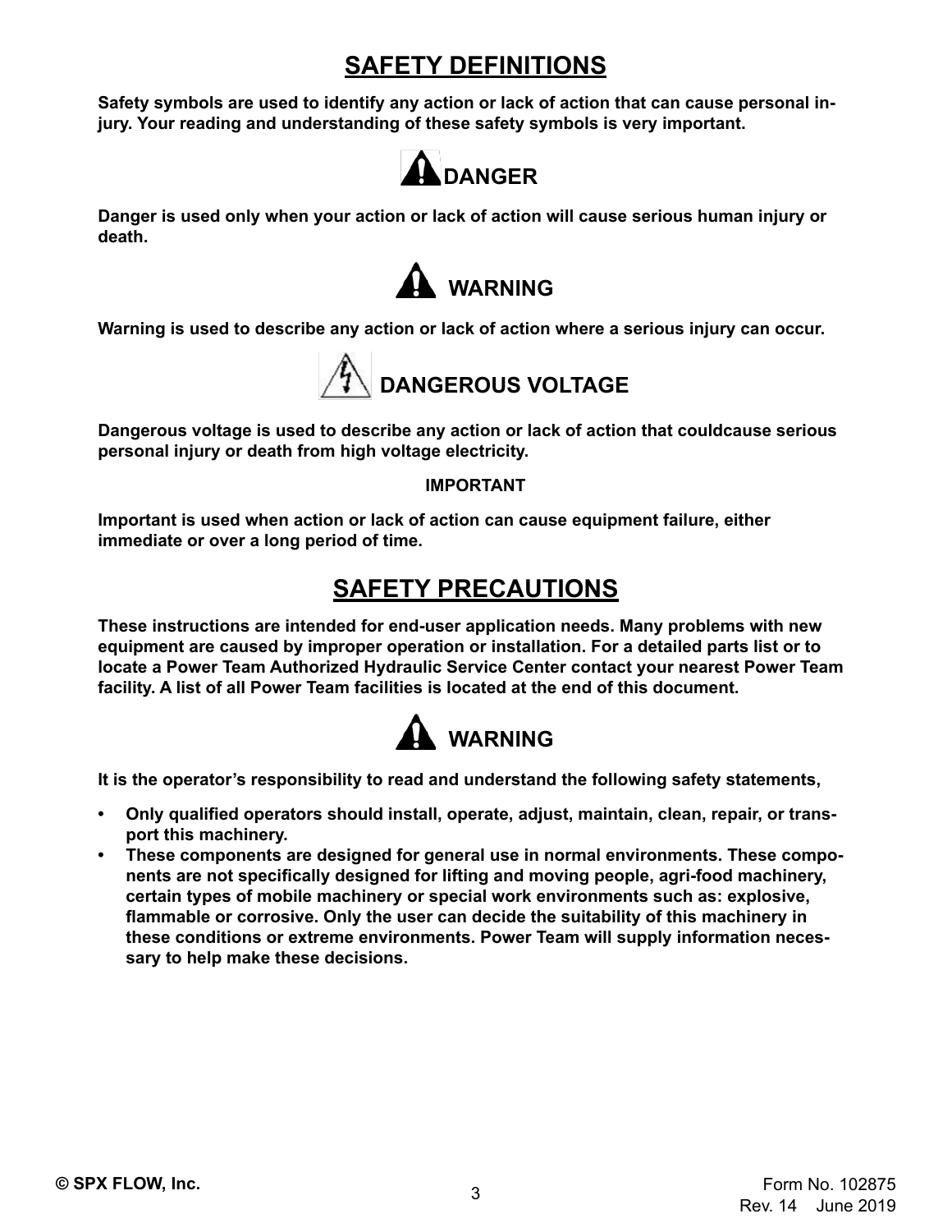# SAFETY DEFINITIONS

**Safety symbols are used to identify any action or lack of action that can cause personal injury. Your reading and understanding of these safety symbols is very important.**

## DANGER

**Danger is used only when your action or lack of action will cause serious human injury or death.**

## WARNING

**Warning is used to describe any action or lack of action where a serious injury can occur.**

## DANGEROUS VOLTAGE

**Dangerous voltage is used to describe any action or lack of action that couldcause serious personal injury or death from high voltage electricity.**

**IMPORTANT**

**Important is used when action or lack of action can cause equipment failure, either immediate or over a long period of time.**

# SAFETY PRECAUTIONS

**These instructions are intended for end-user application needs. Many problems with new equipment are caused by improper operation or installation. For a detailed parts list or to locate a Power Team Authorized Hydraulic Service Center contact your nearest Power Team facility. A list of all Power Team facilities is located at the end of this document.**

## WARNING

**It is the operator's responsibility to read and understand the following safety statements,**

- **Only qualified operators should install, operate, adjust, maintain, clean, repair, or transport this machinery.**
- **These components are designed for general use in normal environments. These components are not specifically designed for lifting and moving people, agri-food machinery, certain types of mobile machinery or special work environments such as: explosive, flammable or corrosive. Only the user can decide the suitability of this machinery in these conditions or extreme environments. Power Team will supply information necessary to help make these decisions.**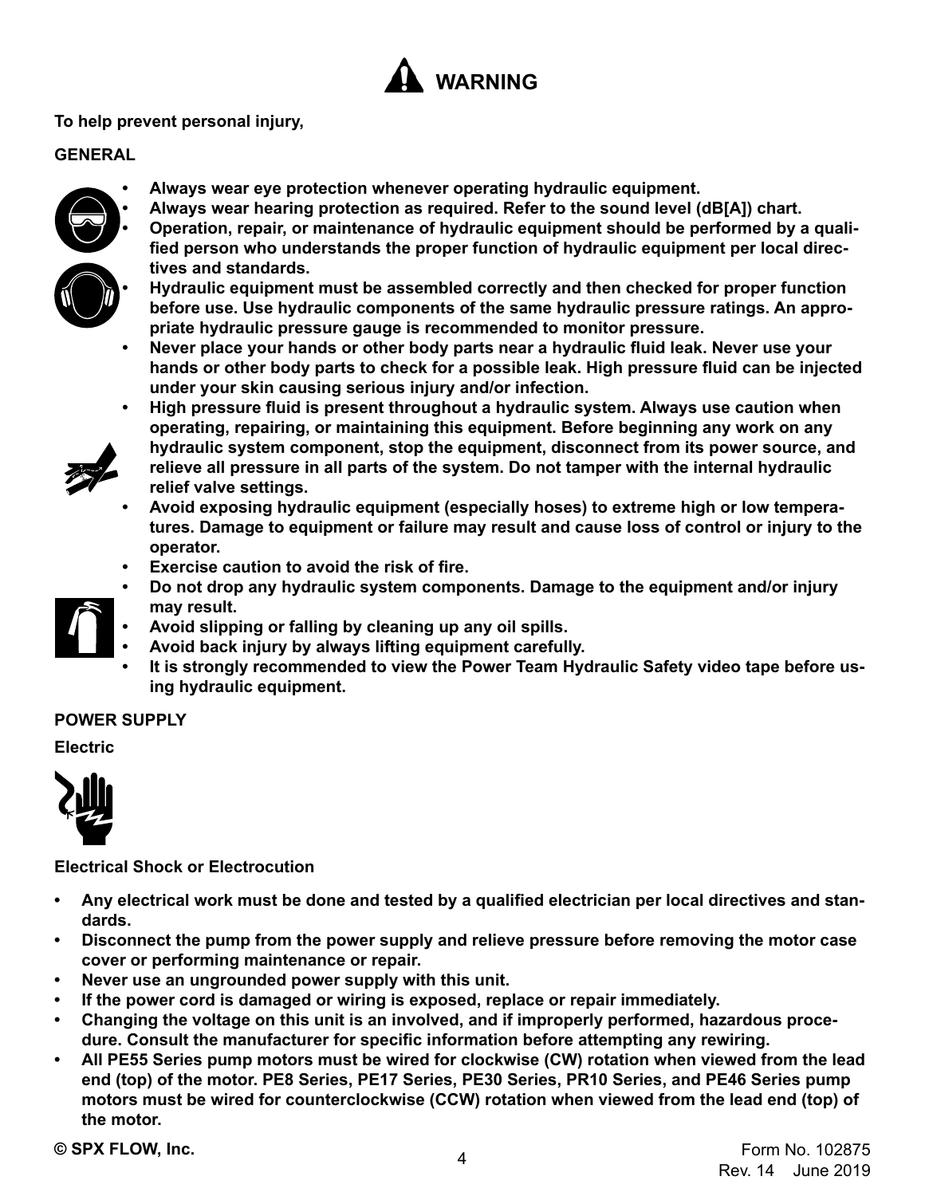# ⚠ WARNING

**To help prevent personal injury,**

## GENERAL

- **Always wear eye protection whenever operating hydraulic equipment.**
- **Always wear hearing protection as required. Refer to the sound level (dB[A]) chart.**
- **Operation, repair, or maintenance of hydraulic equipment should be performed by a qualified person who understands the proper function of hydraulic equipment per local directives and standards.**
- **Hydraulic equipment must be assembled correctly and then checked for proper function before use. Use hydraulic components of the same hydraulic pressure ratings. An appropriate hydraulic pressure gauge is recommended to monitor pressure.**
- **Never place your hands or other body parts near a hydraulic fluid leak. Never use your hands or other body parts to check for a possible leak. High pressure fluid can be injected under your skin causing serious injury and/or infection.**
- **High pressure fluid is present throughout a hydraulic system. Always use caution when operating, repairing, or maintaining this equipment. Before beginning any work on any hydraulic system component, stop the equipment, disconnect from its power source, and relieve all pressure in all parts of the system. Do not tamper with the internal hydraulic relief valve settings.**
- **Avoid exposing hydraulic equipment (especially hoses) to extreme high or low temperatures. Damage to equipment or failure may result and cause loss of control or injury to the operator.**
- **Exercise caution to avoid the risk of fire.**
- **Do not drop any hydraulic system components. Damage to the equipment and/or injury may result.**
- **Avoid slipping or falling by cleaning up any oil spills.**
- **Avoid back injury by always lifting equipment carefully.**
- **It is strongly recommended to view the Power Team Hydraulic Safety video tape before using hydraulic equipment.**

## POWER SUPPLY

### Electric

**Electrical Shock or Electrocution**

- **Any electrical work must be done and tested by a qualified electrician per local directives and standards.**
- **Disconnect the pump from the power supply and relieve pressure before removing the motor case cover or performing maintenance or repair.**
- **Never use an ungrounded power supply with this unit.**
- **If the power cord is damaged or wiring is exposed, replace or repair immediately.**
- **Changing the voltage on this unit is an involved, and if improperly performed, hazardous procedure. Consult the manufacturer for specific information before attempting any rewiring.**
- **All PE55 Series pump motors must be wired for clockwise (CW) rotation when viewed from the lead end (top) of the motor. PE8 Series, PE17 Series, PE30 Series, PR10 Series, and PE46 Series pump motors must be wired for counterclockwise (CCW) rotation when viewed from the lead end (top) of the motor.**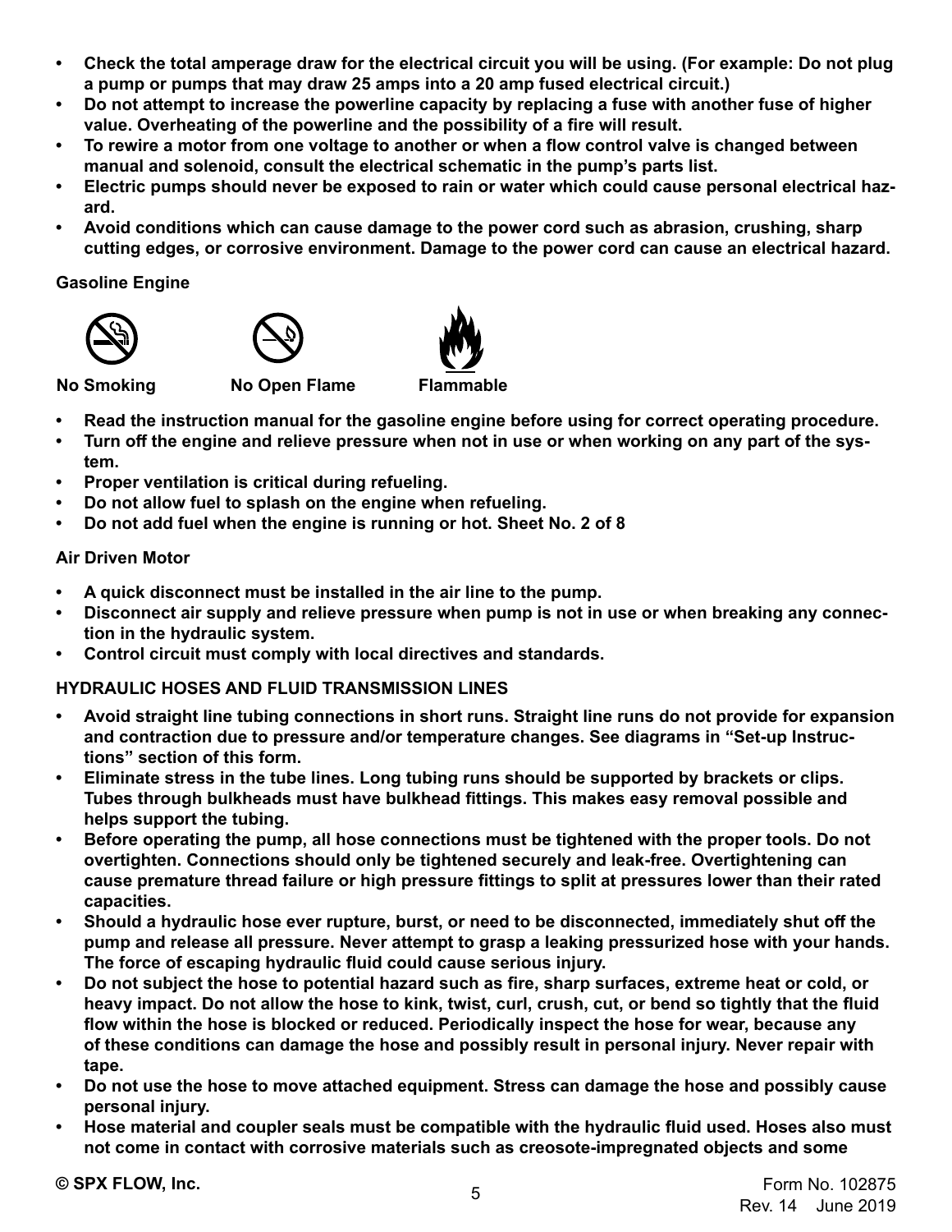- **Check the total amperage draw for the electrical circuit you will be using. (For example: Do not plug a pump or pumps that may draw 25 amps into a 20 amp fused electrical circuit.)**
- **Do not attempt to increase the powerline capacity by replacing a fuse with another fuse of higher value. Overheating of the powerline and the possibility of a fire will result.**
- **To rewire a motor from one voltage to another or when a flow control valve is changed between manual and solenoid, consult the electrical schematic in the pump's parts list.**
- **Electric pumps should never be exposed to rain or water which could cause personal electrical hazard.**
- **Avoid conditions which can cause damage to the power cord such as abrasion, crushing, sharp cutting edges, or corrosive environment. Damage to the power cord can cause an electrical hazard.**

**Gasoline Engine**

**No Smoking** **No Open Flame** **Flammable**

- **Read the instruction manual for the gasoline engine before using for correct operating procedure.**
- **Turn off the engine and relieve pressure when not in use or when working on any part of the system.**
- **Proper ventilation is critical during refueling.**
- **Do not allow fuel to splash on the engine when refueling.**
- **Do not add fuel when the engine is running or hot. Sheet No. 2 of 8**

**Air Driven Motor**

- **A quick disconnect must be installed in the air line to the pump.**
- **Disconnect air supply and relieve pressure when pump is not in use or when breaking any connection in the hydraulic system.**
- **Control circuit must comply with local directives and standards.**

**HYDRAULIC HOSES AND FLUID TRANSMISSION LINES**

- **Avoid straight line tubing connections in short runs. Straight line runs do not provide for expansion and contraction due to pressure and/or temperature changes. See diagrams in "Set-up Instructions" section of this form.**
- **Eliminate stress in the tube lines. Long tubing runs should be supported by brackets or clips. Tubes through bulkheads must have bulkhead fittings. This makes easy removal possible and helps support the tubing.**
- **Before operating the pump, all hose connections must be tightened with the proper tools. Do not overtighten. Connections should only be tightened securely and leak-free. Overtightening can cause premature thread failure or high pressure fittings to split at pressures lower than their rated capacities.**
- **Should a hydraulic hose ever rupture, burst, or need to be disconnected, immediately shut off the pump and release all pressure. Never attempt to grasp a leaking pressurized hose with your hands. The force of escaping hydraulic fluid could cause serious injury.**
- **Do not subject the hose to potential hazard such as fire, sharp surfaces, extreme heat or cold, or heavy impact. Do not allow the hose to kink, twist, curl, crush, cut, or bend so tightly that the fluid flow within the hose is blocked or reduced. Periodically inspect the hose for wear, because any of these conditions can damage the hose and possibly result in personal injury. Never repair with tape.**
- **Do not use the hose to move attached equipment. Stress can damage the hose and possibly cause personal injury.**
- **Hose material and coupler seals must be compatible with the hydraulic fluid used. Hoses also must not come in contact with corrosive materials such as creosote-impregnated objects and some**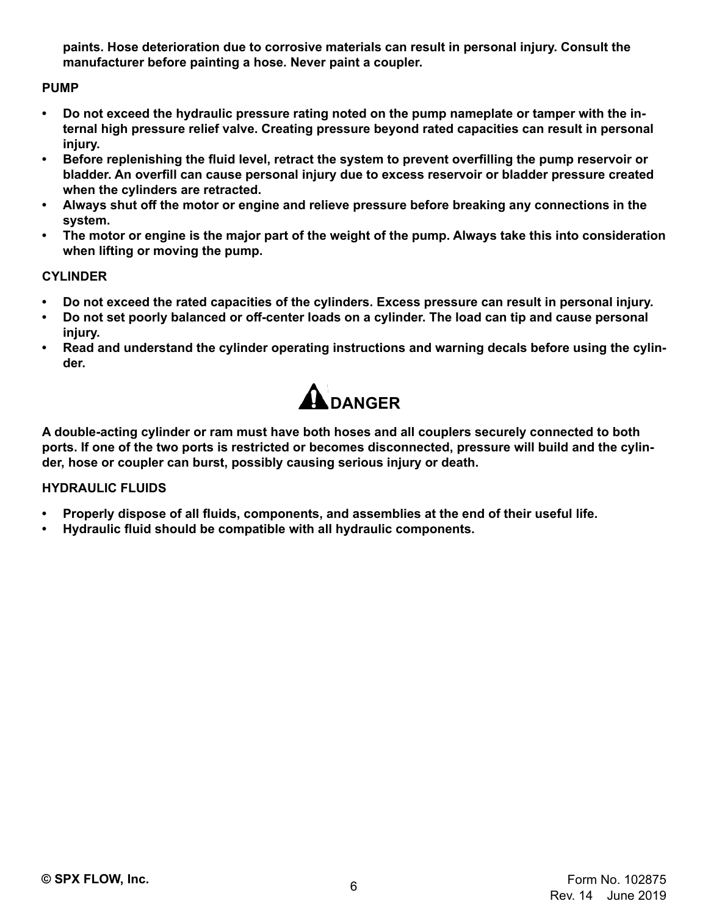**paints. Hose deterioration due to corrosive materials can result in personal injury. Consult the manufacturer before painting a hose. Never paint a coupler.**

**PUMP**

- **Do not exceed the hydraulic pressure rating noted on the pump nameplate or tamper with the internal high pressure relief valve. Creating pressure beyond rated capacities can result in personal injury.**
- **Before replenishing the fluid level, retract the system to prevent overfilling the pump reservoir or bladder. An overfill can cause personal injury due to excess reservoir or bladder pressure created when the cylinders are retracted.**
- **Always shut off the motor or engine and relieve pressure before breaking any connections in the system.**
- **The motor or engine is the major part of the weight of the pump. Always take this into consideration when lifting or moving the pump.**

**CYLINDER**

- **Do not exceed the rated capacities of the cylinders. Excess pressure can result in personal injury.**
- **Do not set poorly balanced or off-center loads on a cylinder. The load can tip and cause personal injury.**
- **Read and understand the cylinder operating instructions and warning decals before using the cylinder.**

## ⚠ DANGER

**A double-acting cylinder or ram must have both hoses and all couplers securely connected to both ports. If one of the two ports is restricted or becomes disconnected, pressure will build and the cylinder, hose or coupler can burst, possibly causing serious injury or death.**

**HYDRAULIC FLUIDS**

- **Properly dispose of all fluids, components, and assemblies at the end of their useful life.**
- **Hydraulic fluid should be compatible with all hydraulic components.**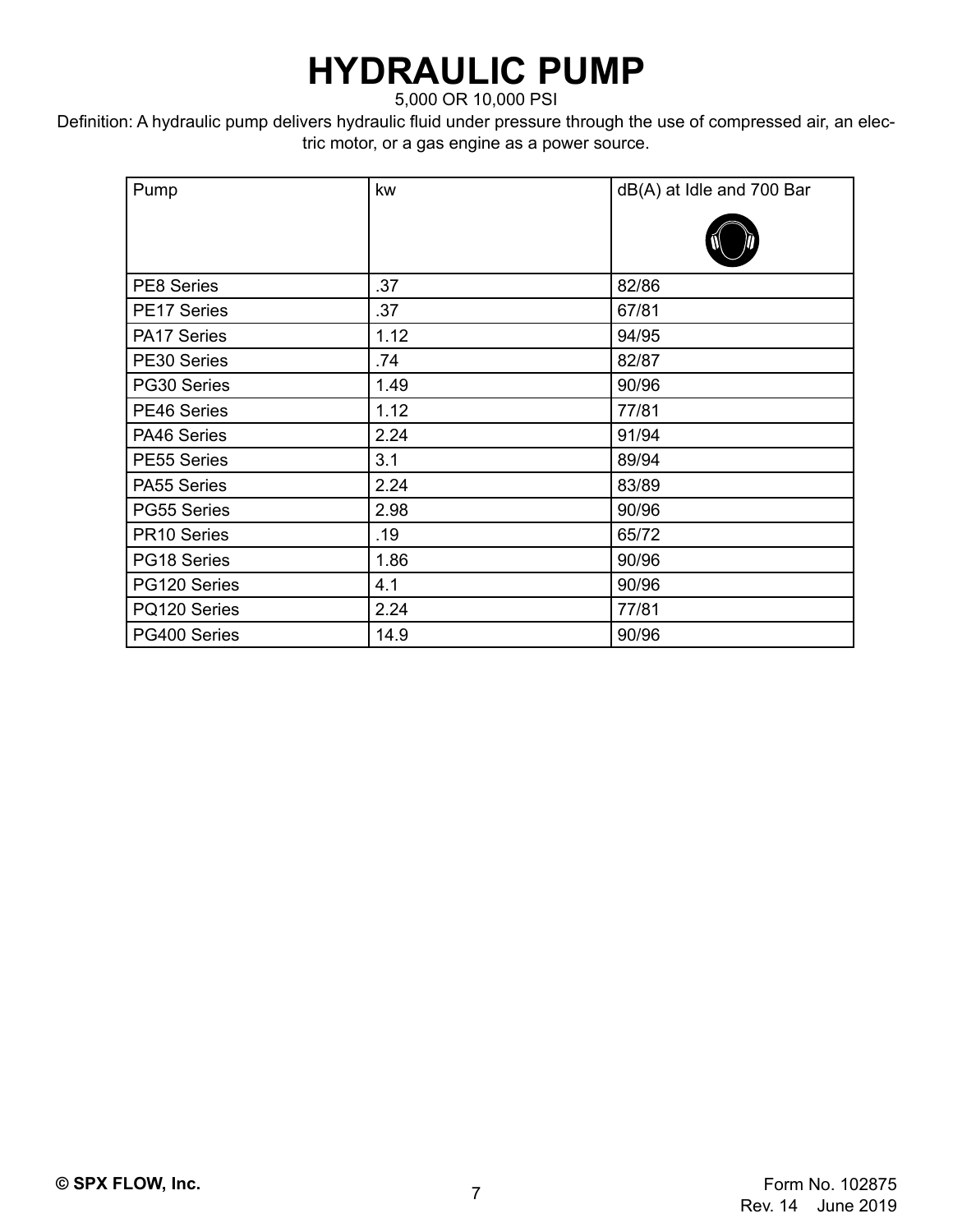# HYDRAULIC PUMP

5,000 OR 10,000 PSI

Definition: A hydraulic pump delivers hydraulic fluid under pressure through the use of compressed air, an electric motor, or a gas engine as a power source.

| Pump | kw | dB(A) at Idle and 700 Bar |
|---|---|---|
| PE8 Series | .37 | 82/86 |
| PE17 Series | .37 | 67/81 |
| PA17 Series | 1.12 | 94/95 |
| PE30 Series | .74 | 82/87 |
| PG30 Series | 1.49 | 90/96 |
| PE46 Series | 1.12 | 77/81 |
| PA46 Series | 2.24 | 91/94 |
| PE55 Series | 3.1 | 89/94 |
| PA55 Series | 2.24 | 83/89 |
| PG55 Series | 2.98 | 90/96 |
| PR10 Series | .19 | 65/72 |
| PG18 Series | 1.86 | 90/96 |
| PG120 Series | 4.1 | 90/96 |
| PQ120 Series | 2.24 | 77/81 |
| PG400 Series | 14.9 | 90/96 |

**© SPX FLOW, Inc.**

Form No. 102875
Rev. 14 June 2019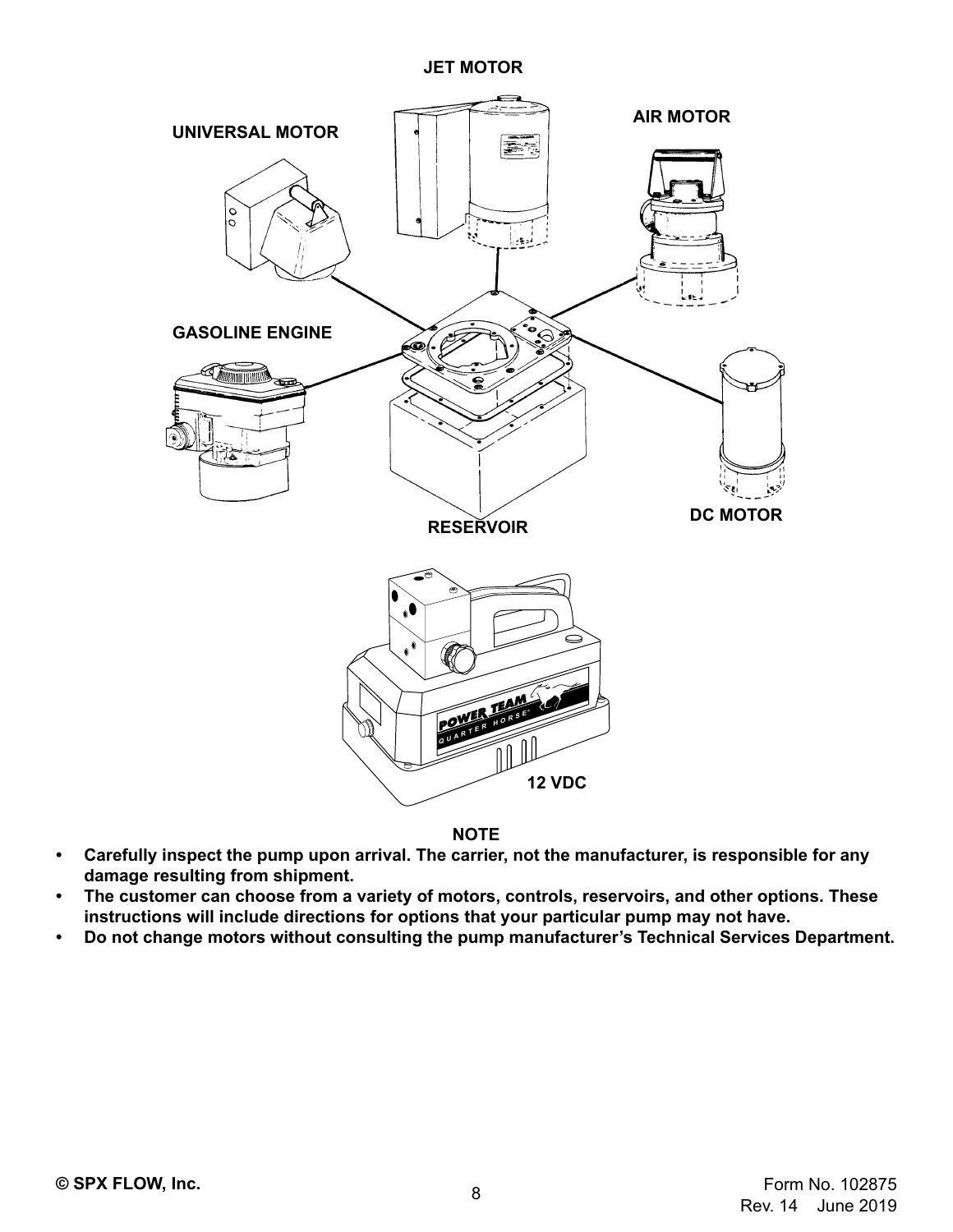JET MOTOR

UNIVERSAL MOTOR

AIR MOTOR

GASOLINE ENGINE

RESERVOIR

DC MOTOR

12 VDC

**NOTE**

- **Carefully inspect the pump upon arrival. The carrier, not the manufacturer, is responsible for any damage resulting from shipment.**
- **The customer can choose from a variety of motors, controls, reservoirs, and other options. These instructions will include directions for options that your particular pump may not have.**
- **Do not change motors without consulting the pump manufacturer's Technical Services Department.**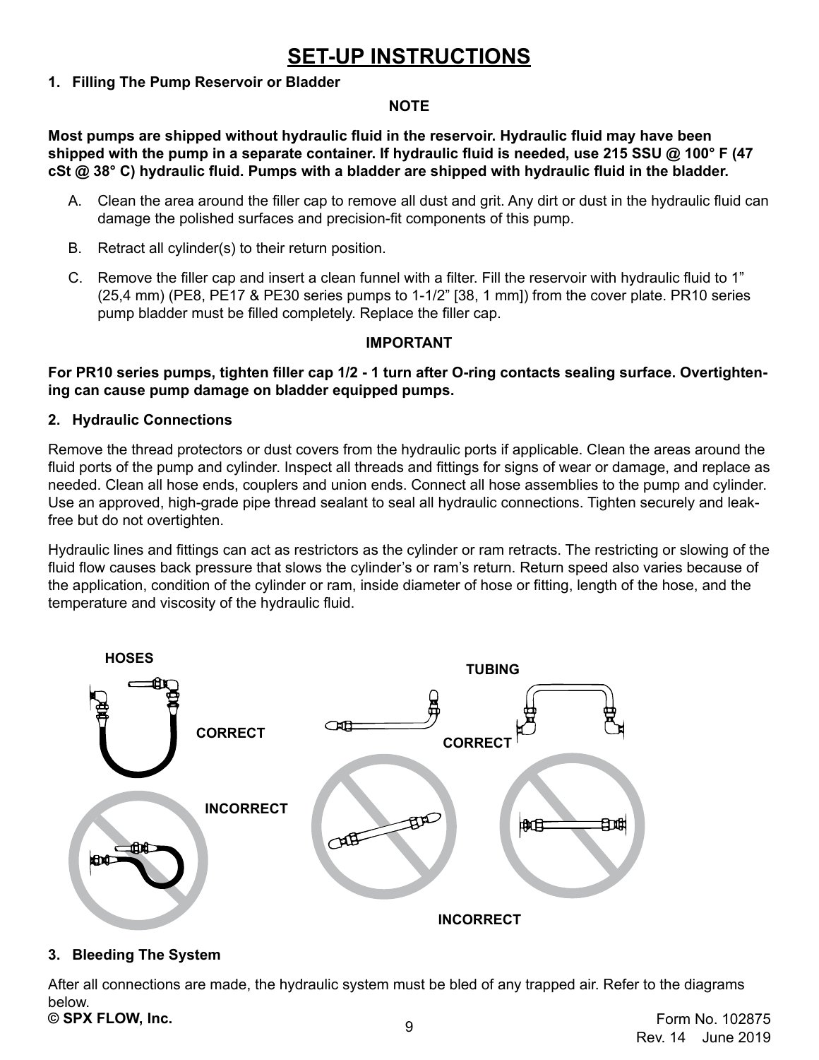# SET-UP INSTRUCTIONS

**1. Filling The Pump Reservoir or Bladder**

**NOTE**

**Most pumps are shipped without hydraulic fluid in the reservoir. Hydraulic fluid may have been shipped with the pump in a separate container. If hydraulic fluid is needed, use 215 SSU @ 100° F (47 cSt @ 38° C) hydraulic fluid. Pumps with a bladder are shipped with hydraulic fluid in the bladder.**

A. Clean the area around the filler cap to remove all dust and grit. Any dirt or dust in the hydraulic fluid can damage the polished surfaces and precision-fit components of this pump.

B. Retract all cylinder(s) to their return position.

C. Remove the filler cap and insert a clean funnel with a filter. Fill the reservoir with hydraulic fluid to 1" (25,4 mm) (PE8, PE17 & PE30 series pumps to 1-1/2" [38, 1 mm]) from the cover plate. PR10 series pump bladder must be filled completely. Replace the filler cap.

**IMPORTANT**

**For PR10 series pumps, tighten filler cap 1/2 - 1 turn after O-ring contacts sealing surface. Overtightening can cause pump damage on bladder equipped pumps.**

**2. Hydraulic Connections**

Remove the thread protectors or dust covers from the hydraulic ports if applicable. Clean the areas around the fluid ports of the pump and cylinder. Inspect all threads and fittings for signs of wear or damage, and replace as needed. Clean all hose ends, couplers and union ends. Connect all hose assemblies to the pump and cylinder. Use an approved, high-grade pipe thread sealant to seal all hydraulic connections. Tighten securely and leak-free but do not overtighten.

Hydraulic lines and fittings can act as restrictors as the cylinder or ram retracts. The restricting or slowing of the fluid flow causes back pressure that slows the cylinder's or ram's return. Return speed also varies because of the application, condition of the cylinder or ram, inside diameter of hose or fitting, length of the hose, and the temperature and viscosity of the hydraulic fluid.

HOSES

CORRECT

INCORRECT

TUBING

CORRECT

INCORRECT

**3. Bleeding The System**

After all connections are made, the hydraulic system must be bled of any trapped air. Refer to the diagrams below.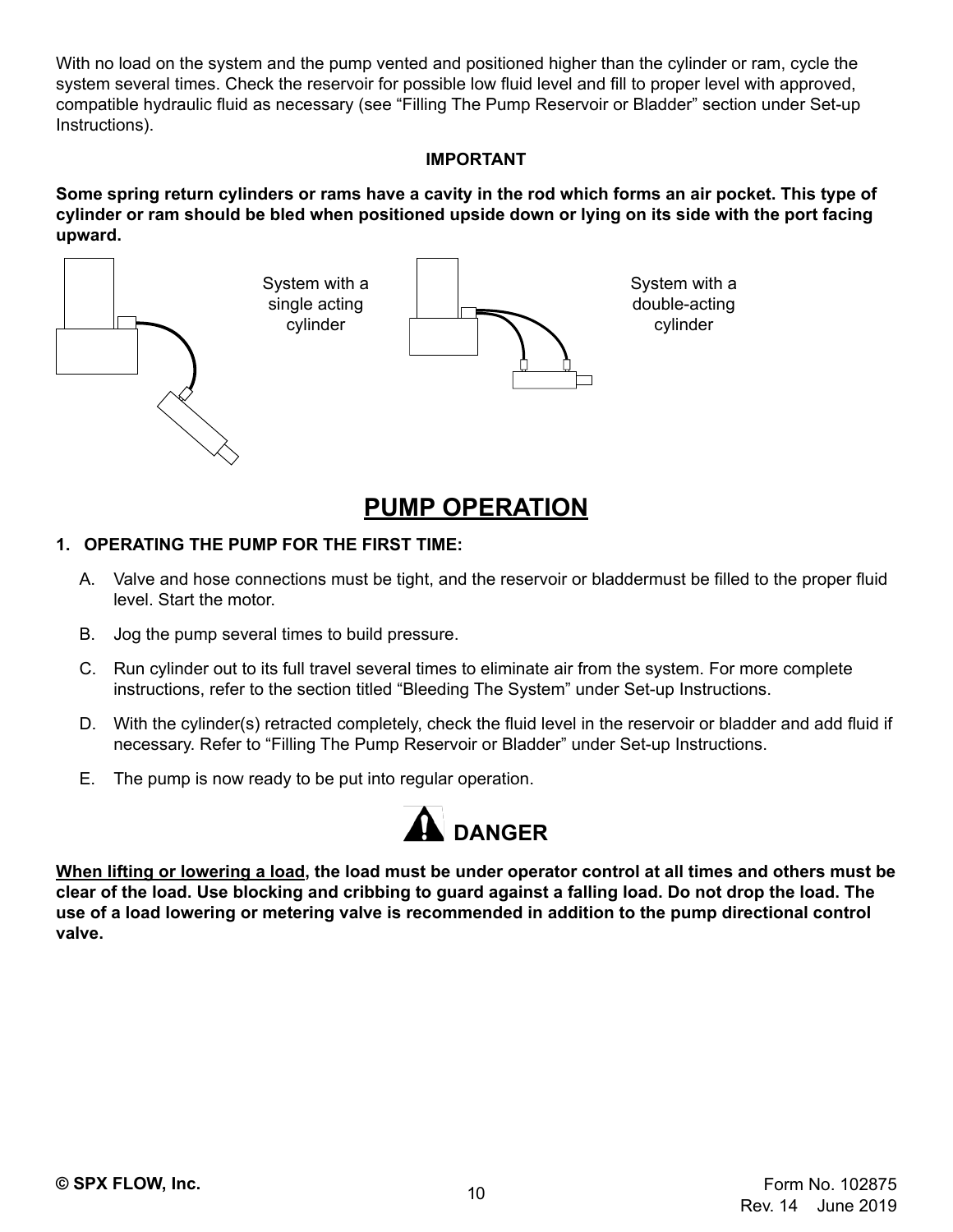With no load on the system and the pump vented and positioned higher than the cylinder or ram, cycle the system several times. Check the reservoir for possible low fluid level and fill to proper level with approved, compatible hydraulic fluid as necessary (see "Filling The Pump Reservoir or Bladder" section under Set-up Instructions).

**IMPORTANT**

**Some spring return cylinders or rams have a cavity in the rod which forms an air pocket. This type of cylinder or ram should be bled when positioned upside down or lying on its side with the port facing upward.**

System with a single acting cylinder

System with a double-acting cylinder

# PUMP OPERATION

**1. OPERATING THE PUMP FOR THE FIRST TIME:**

A. Valve and hose connections must be tight, and the reservoir or bladdermust be filled to the proper fluid level. Start the motor.

B. Jog the pump several times to build pressure.

C. Run cylinder out to its full travel several times to eliminate air from the system. For more complete instructions, refer to the section titled "Bleeding The System" under Set-up Instructions.

D. With the cylinder(s) retracted completely, check the fluid level in the reservoir or bladder and add fluid if necessary. Refer to "Filling The Pump Reservoir or Bladder" under Set-up Instructions.

E. The pump is now ready to be put into regular operation.

**DANGER**

**When lifting or lowering a load, the load must be under operator control at all times and others must be clear of the load. Use blocking and cribbing to guard against a falling load. Do not drop the load. The use of a load lowering or metering valve is recommended in addition to the pump directional control valve.**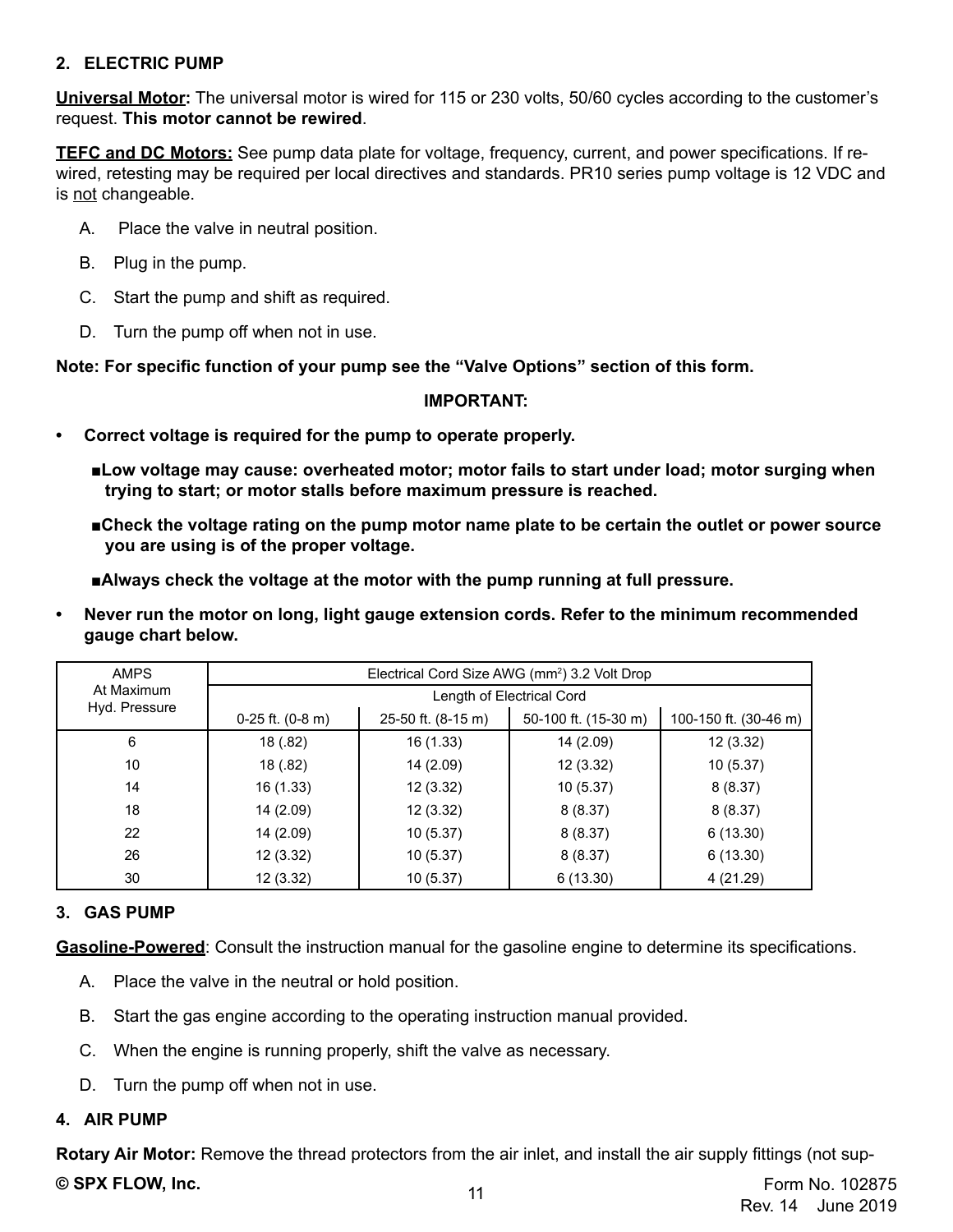## 2. ELECTRIC PUMP

**<u>Universal Motor</u>:** The universal motor is wired for 115 or 230 volts, 50/60 cycles according to the customer's request. **This motor cannot be rewired**.

**<u>TEFC and DC Motors:</u>** See pump data plate for voltage, frequency, current, and power specifications. If rewired, retesting may be required per local directives and standards. PR10 series pump voltage is 12 VDC and is <u>not</u> changeable.

A. Place the valve in neutral position.

B. Plug in the pump.

C. Start the pump and shift as required.

D. Turn the pump off when not in use.

**Note: For specific function of your pump see the "Valve Options" section of this form.**

**IMPORTANT:**

- **Correct voltage is required for the pump to operate properly.**
  - **Low voltage may cause: overheated motor; motor fails to start under load; motor surging when trying to start; or motor stalls before maximum pressure is reached.**
  - **Check the voltage rating on the pump motor name plate to be certain the outlet or power source you are using is of the proper voltage.**
  - **Always check the voltage at the motor with the pump running at full pressure.**
- **Never run the motor on long, light gauge extension cords. Refer to the minimum recommended gauge chart below.**

| AMPS At Maximum Hyd. Pressure | Electrical Cord Size AWG ($mm^2$) 3.2 Volt Drop | | | |
|---|---|---|---|---|
| | Length of Electrical Cord | | | |
| | 0-25 ft. (0-8 m) | 25-50 ft. (8-15 m) | 50-100 ft. (15-30 m) | 100-150 ft. (30-46 m) |
| 6 | 18 (.82) | 16 (1.33) | 14 (2.09) | 12 (3.32) |
| 10 | 18 (.82) | 14 (2.09) | 12 (3.32) | 10 (5.37) |
| 14 | 16 (1.33) | 12 (3.32) | 10 (5.37) | 8 (8.37) |
| 18 | 14 (2.09) | 12 (3.32) | 8 (8.37) | 8 (8.37) |
| 22 | 14 (2.09) | 10 (5.37) | 8 (8.37) | 6 (13.30) |
| 26 | 12 (3.32) | 10 (5.37) | 8 (8.37) | 6 (13.30) |
| 30 | 12 (3.32) | 10 (5.37) | 6 (13.30) | 4 (21.29) |

## 3. GAS PUMP

**<u>Gasoline-Powered</u>**: Consult the instruction manual for the gasoline engine to determine its specifications.

A. Place the valve in the neutral or hold position.

B. Start the gas engine according to the operating instruction manual provided.

C. When the engine is running properly, shift the valve as necessary.

D. Turn the pump off when not in use.

## 4. AIR PUMP

**Rotary Air Motor:** Remove the thread protectors from the air inlet, and install the air supply fittings (not sup-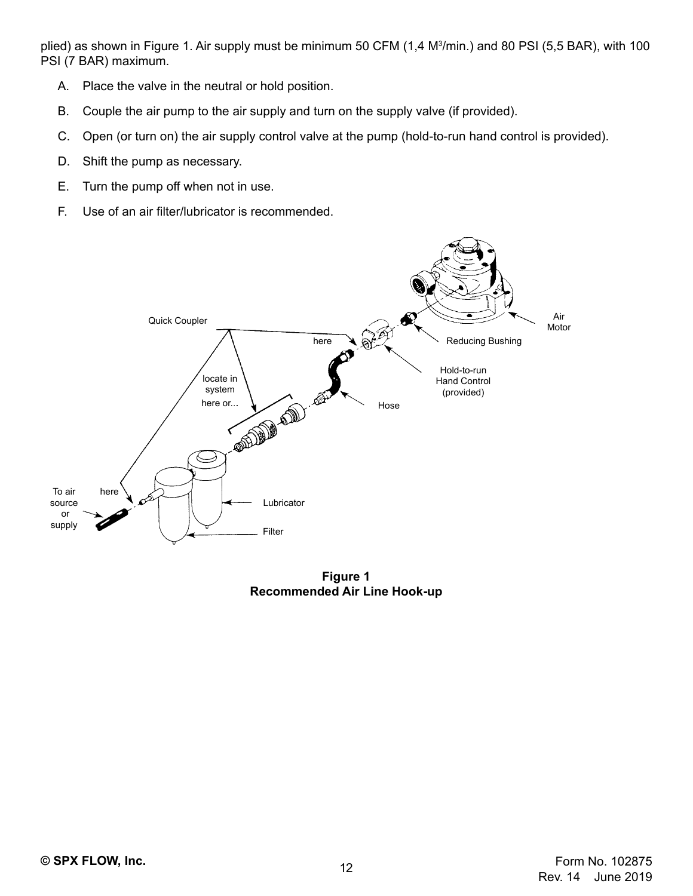plied) as shown in Figure 1. Air supply must be minimum 50 CFM (1,4 $M^3$/min.) and 80 PSI (5,5 BAR), with 100 PSI (7 BAR) maximum.

A. Place the valve in the neutral or hold position.

B. Couple the air pump to the air supply and turn on the supply valve (if provided).

C. Open (or turn on) the air supply control valve at the pump (hold-to-run hand control is provided).

D. Shift the pump as necessary.

E. Turn the pump off when not in use.

F. Use of an air filter/lubricator is recommended.

**Figure 1**
**Recommended Air Line Hook-up**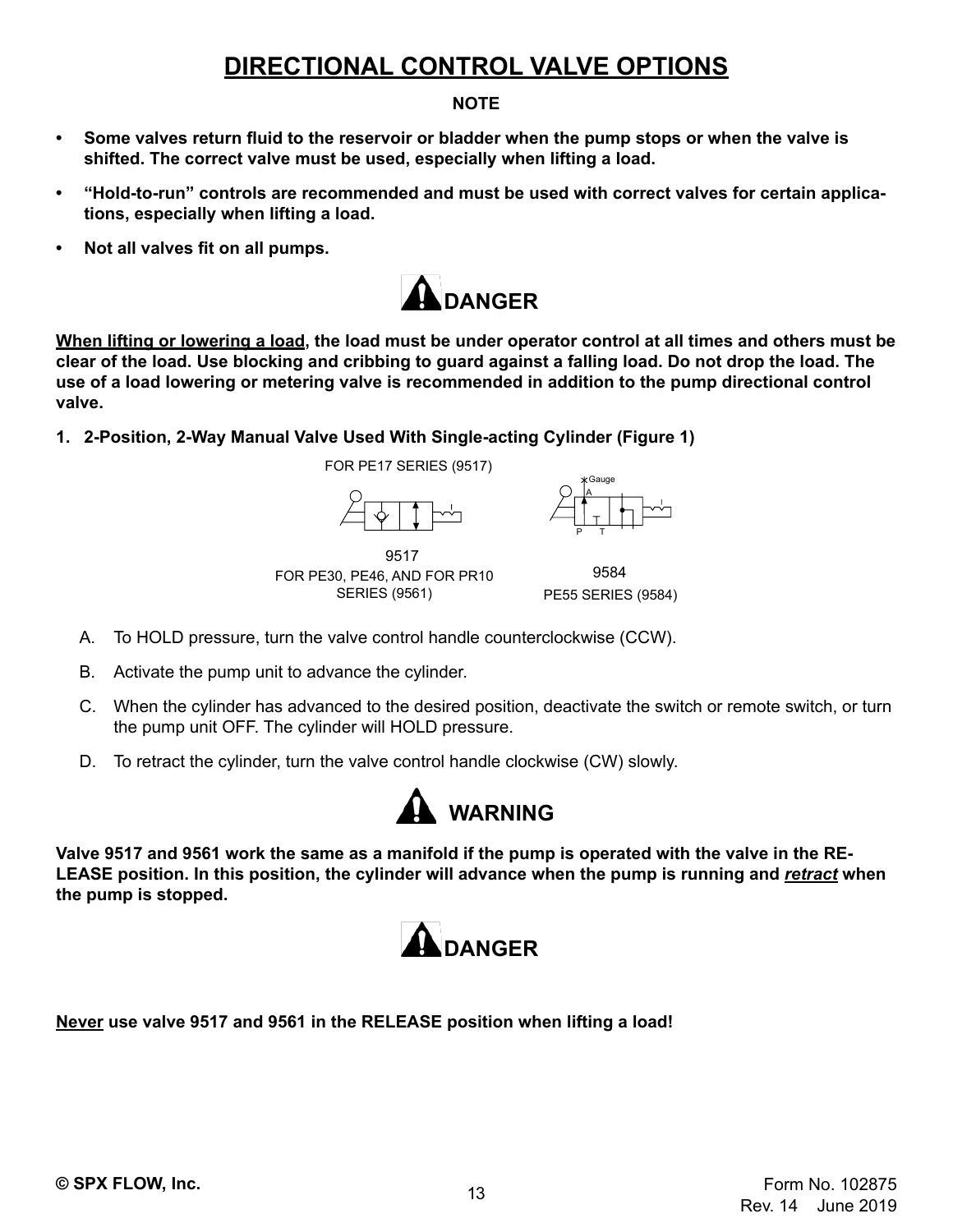# DIRECTIONAL CONTROL VALVE OPTIONS

**NOTE**

- **Some valves return fluid to the reservoir or bladder when the pump stops or when the valve is shifted. The correct valve must be used, especially when lifting a load.**
- **"Hold-to-run" controls are recommended and must be used with correct valves for certain applications, especially when lifting a load.**
- **Not all valves fit on all pumps.**

## DANGER

**When lifting or lowering a load, the load must be under operator control at all times and others must be clear of the load. Use blocking and cribbing to guard against a falling load. Do not drop the load. The use of a load lowering or metering valve is recommended in addition to the pump directional control valve.**

**1. 2-Position, 2-Way Manual Valve Used With Single-acting Cylinder (Figure 1)**

FOR PE17 SERIES (9517)

9517

FOR PE30, PE46, AND FOR PR10 SERIES (9561)

Gauge

A

P T

9584

PE55 SERIES (9584)

A. To HOLD pressure, turn the valve control handle counterclockwise (CCW).

B. Activate the pump unit to advance the cylinder.

C. When the cylinder has advanced to the desired position, deactivate the switch or remote switch, or turn the pump unit OFF. The cylinder will HOLD pressure.

D. To retract the cylinder, turn the valve control handle clockwise (CW) slowly.

## WARNING

**Valve 9517 and 9561 work the same as a manifold if the pump is operated with the valve in the RELEASE position. In this position, the cylinder will advance when the pump is running and *retract* when the pump is stopped.**

## DANGER

**Never use valve 9517 and 9561 in the RELEASE position when lifting a load!**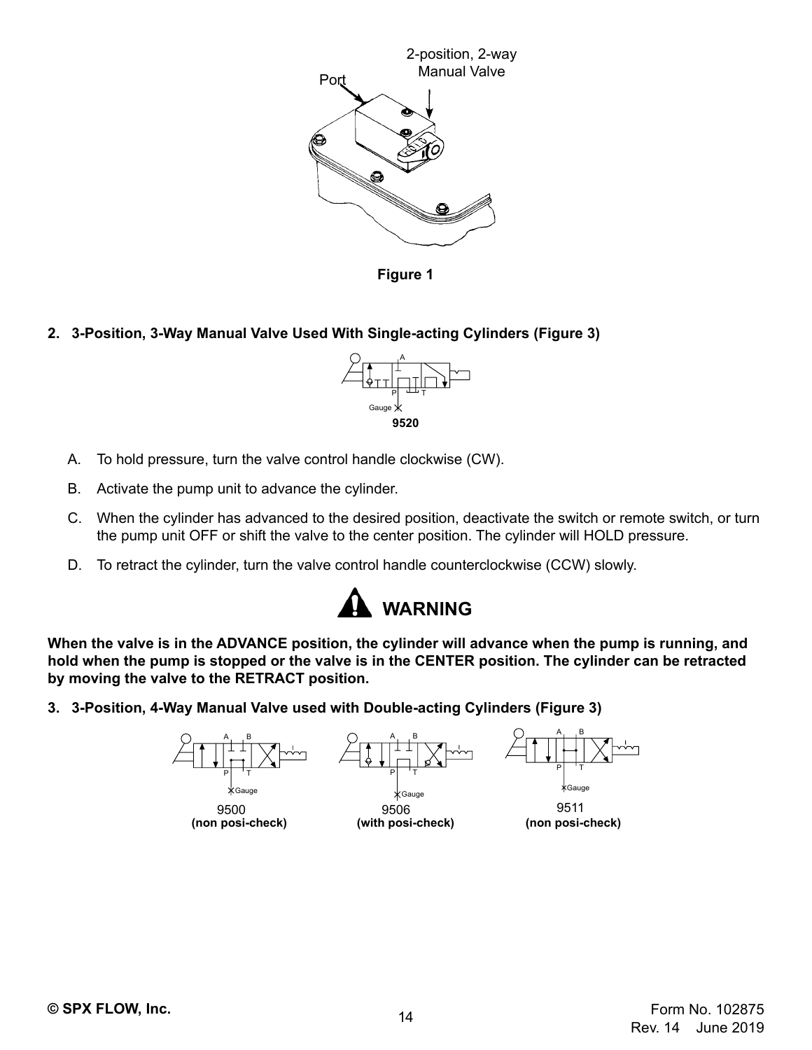Figure 1

## 2. 3-Position, 3-Way Manual Valve Used With Single-acting Cylinders (Figure 3)

9520

A. To hold pressure, turn the valve control handle clockwise (CW).

B. Activate the pump unit to advance the cylinder.

C. When the cylinder has advanced to the desired position, deactivate the switch or remote switch, or turn the pump unit OFF or shift the valve to the center position. The cylinder will HOLD pressure.

D. To retract the cylinder, turn the valve control handle counterclockwise (CCW) slowly.

## WARNING

**When the valve is in the ADVANCE position, the cylinder will advance when the pump is running, and hold when the pump is stopped or the valve is in the CENTER position. The cylinder can be retracted by moving the valve to the RETRACT position.**

## 3. 3-Position, 4-Way Manual Valve used with Double-acting Cylinders (Figure 3)

9500 **(non posi-check)**

9506 **(with posi-check)**

9511 **(non posi-check)**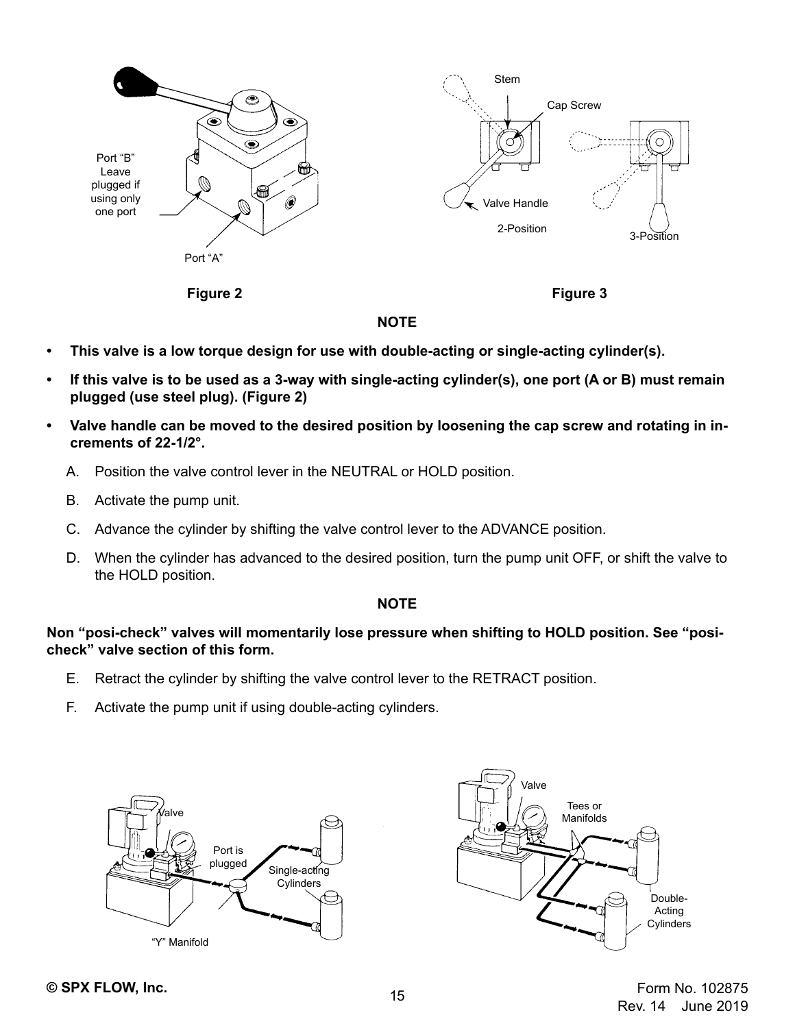Port "B" Leave plugged if using only one port

Port "A"

**Figure 2**

Stem

Cap Screw

Valve Handle

2-Position

3-Position

**Figure 3**

**NOTE**

- **This valve is a low torque design for use with double-acting or single-acting cylinder(s).**
- **If this valve is to be used as a 3-way with single-acting cylinder(s), one port (A or B) must remain plugged (use steel plug). (Figure 2)**
- **Valve handle can be moved to the desired position by loosening the cap screw and rotating in increments of 22-1/2°.**

A. Position the valve control lever in the NEUTRAL or HOLD position.

B. Activate the pump unit.

C. Advance the cylinder by shifting the valve control lever to the ADVANCE position.

D. When the cylinder has advanced to the desired position, turn the pump unit OFF, or shift the valve to the HOLD position.

**NOTE**

**Non "posi-check" valves will momentarily lose pressure when shifting to HOLD position. See "posi-check" valve section of this form.**

E. Retract the cylinder by shifting the valve control lever to the RETRACT position.

F. Activate the pump unit if using double-acting cylinders.

Valve

Port is plugged

Single-acting Cylinders

"Y" Manifold

Valve

Tees or Manifolds

Double-Acting Cylinders

© SPX FLOW, Inc.

Form No. 102875
Rev. 14 June 2019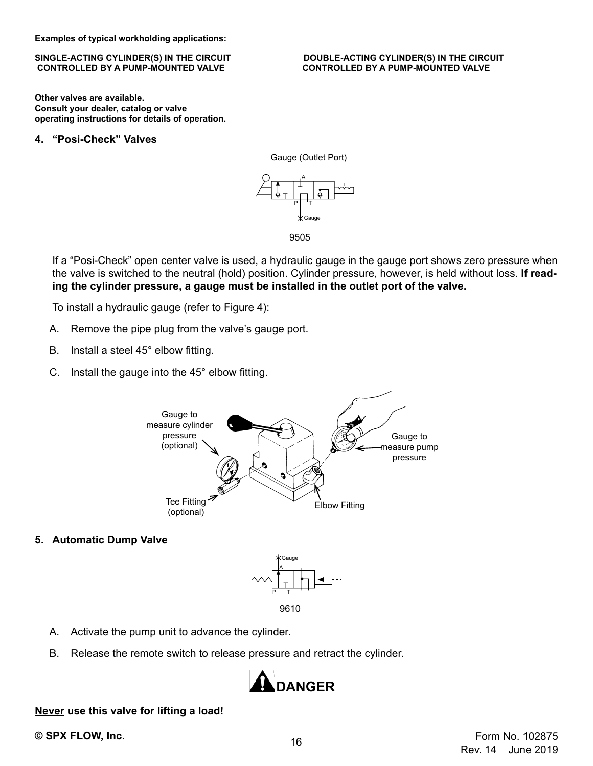**Examples of typical workholding applications:**

**SINGLE-ACTING CYLINDER(S) IN THE CIRCUIT CONTROLLED BY A PUMP-MOUNTED VALVE**

**DOUBLE-ACTING CYLINDER(S) IN THE CIRCUIT CONTROLLED BY A PUMP-MOUNTED VALVE**

**Other valves are available. Consult your dealer, catalog or valve operating instructions for details of operation.**

### 4. "Posi-Check" Valves

Gauge (Outlet Port)

A

P T

Gauge

9505

If a "Posi-Check" open center valve is used, a hydraulic gauge in the gauge port shows zero pressure when the valve is switched to the neutral (hold) position. Cylinder pressure, however, is held without loss. **If reading the cylinder pressure, a gauge must be installed in the outlet port of the valve.**

To install a hydraulic gauge (refer to Figure 4):

A. Remove the pipe plug from the valve's gauge port.

B. Install a steel 45° elbow fitting.

C. Install the gauge into the 45° elbow fitting.

Gauge to measure cylinder pressure (optional)

Gauge to measure pump pressure

Tee Fitting (optional)

Elbow Fitting

### 5. Automatic Dump Valve

Gauge

A

P T

9610

A. Activate the pump unit to advance the cylinder.

B. Release the remote switch to release pressure and retract the cylinder.

**DANGER**

**<u>Never</u> use this valve for lifting a load!**

**© SPX FLOW, Inc.**

Form No. 102875
Rev. 14 June 2019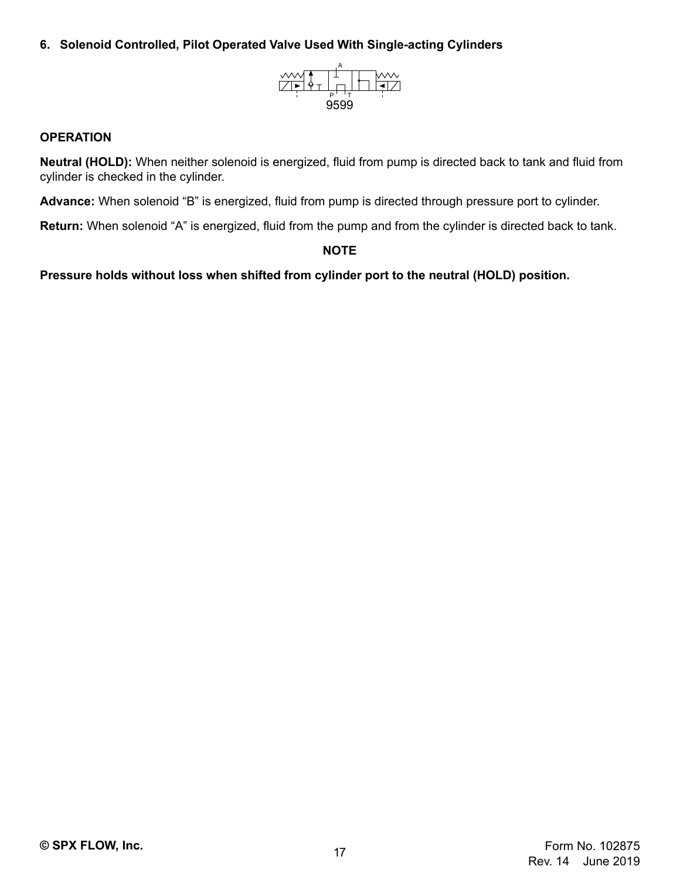## 6. Solenoid Controlled, Pilot Operated Valve Used With Single-acting Cylinders

9599

### OPERATION

**Neutral (HOLD):** When neither solenoid is energized, fluid from pump is directed back to tank and fluid from cylinder is checked in the cylinder.

**Advance:** When solenoid “B” is energized, fluid from pump is directed through pressure port to cylinder.

**Return:** When solenoid “A” is energized, fluid from the pump and from the cylinder is directed back to tank.

**NOTE**

**Pressure holds without loss when shifted from cylinder port to the neutral (HOLD) position.**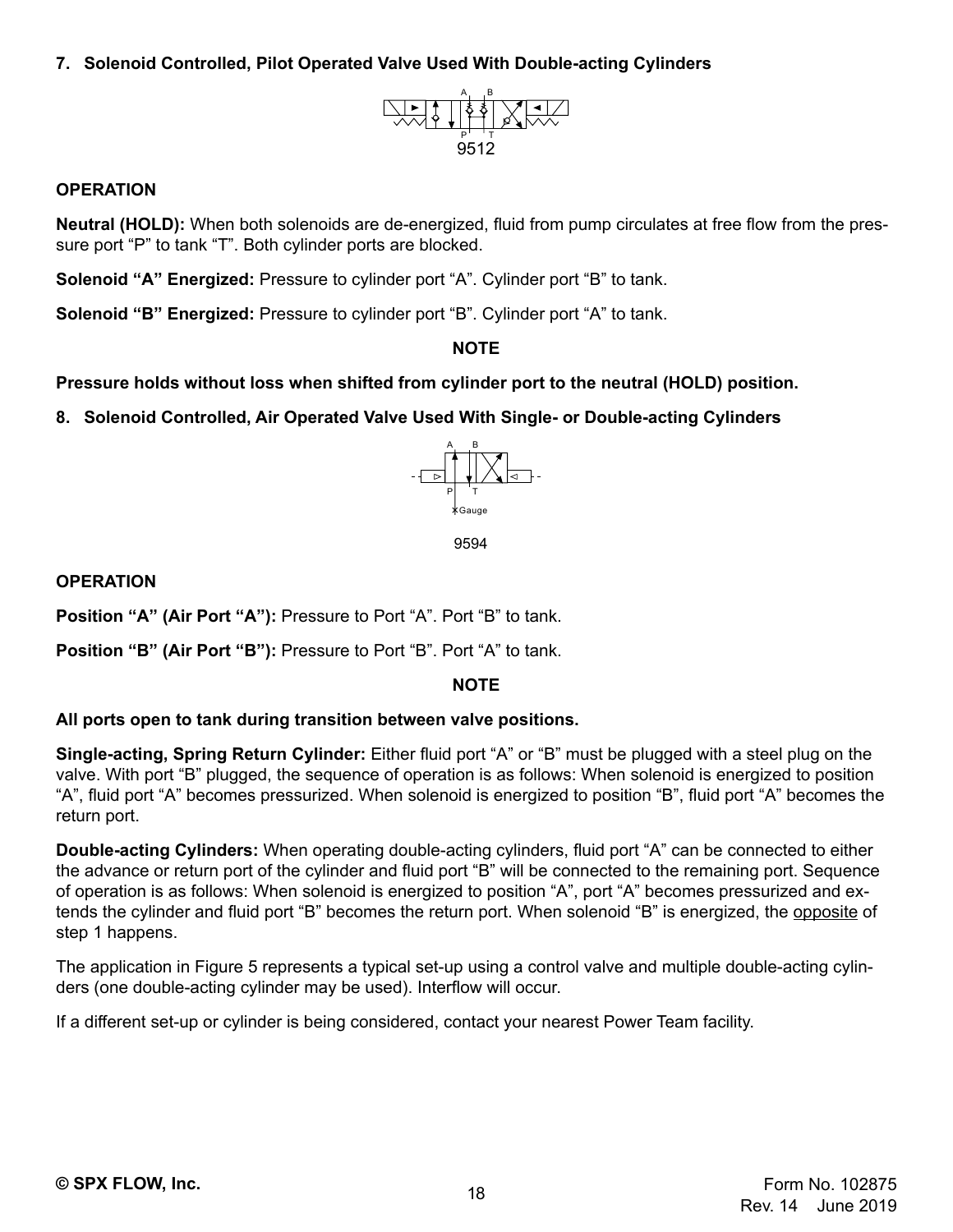**7. Solenoid Controlled, Pilot Operated Valve Used With Double-acting Cylinders**

A B

P T

9512

**OPERATION**

**Neutral (HOLD):** When both solenoids are de-energized, fluid from pump circulates at free flow from the pressure port "P" to tank "T". Both cylinder ports are blocked.

**Solenoid "A" Energized:** Pressure to cylinder port "A". Cylinder port "B" to tank.

**Solenoid "B" Energized:** Pressure to cylinder port "B". Cylinder port "A" to tank.

**NOTE**

**Pressure holds without loss when shifted from cylinder port to the neutral (HOLD) position.**

**8. Solenoid Controlled, Air Operated Valve Used With Single- or Double-acting Cylinders**

A B

P T

Gauge

9594

**OPERATION**

**Position "A" (Air Port "A"):** Pressure to Port "A". Port "B" to tank.

**Position "B" (Air Port "B"):** Pressure to Port "B". Port "A" to tank.

**NOTE**

**All ports open to tank during transition between valve positions.**

**Single-acting, Spring Return Cylinder:** Either fluid port "A" or "B" must be plugged with a steel plug on the valve. With port "B" plugged, the sequence of operation is as follows: When solenoid is energized to position "A", fluid port "A" becomes pressurized. When solenoid is energized to position "B", fluid port "A" becomes the return port.

**Double-acting Cylinders:** When operating double-acting cylinders, fluid port "A" can be connected to either the advance or return port of the cylinder and fluid port "B" will be connected to the remaining port. Sequence of operation is as follows: When solenoid is energized to position "A", port "A" becomes pressurized and extends the cylinder and fluid port "B" becomes the return port. When solenoid "B" is energized, the opposite of step 1 happens.

The application in Figure 5 represents a typical set-up using a control valve and multiple double-acting cylinders (one double-acting cylinder may be used). Interflow will occur.

If a different set-up or cylinder is being considered, contact your nearest Power Team facility.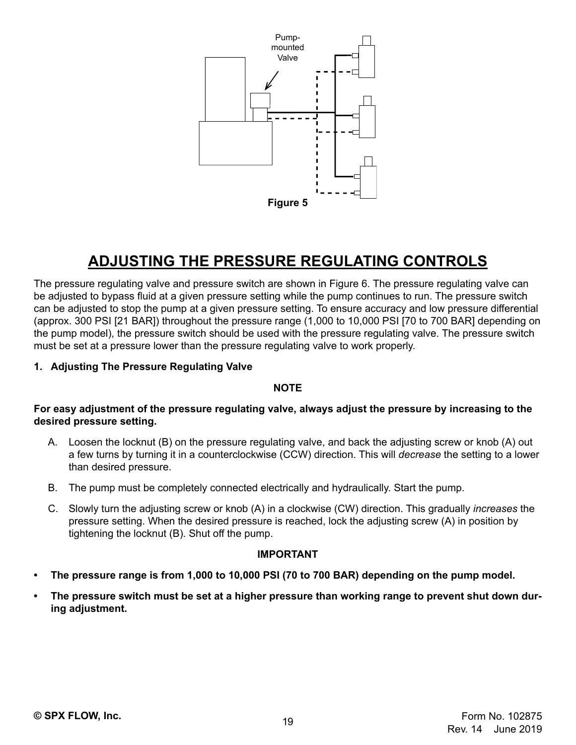Pump-mounted Valve

Figure 5

# ADJUSTING THE PRESSURE REGULATING CONTROLS

The pressure regulating valve and pressure switch are shown in Figure 6. The pressure regulating valve can be adjusted to bypass fluid at a given pressure setting while the pump continues to run. The pressure switch can be adjusted to stop the pump at a given pressure setting. To ensure accuracy and low pressure differential (approx. 300 PSI [21 BAR]) throughout the pressure range (1,000 to 10,000 PSI [70 to 700 BAR] depending on the pump model), the pressure switch should be used with the pressure regulating valve. The pressure switch must be set at a pressure lower than the pressure regulating valve to work properly.

**1. Adjusting The Pressure Regulating Valve**

**NOTE**

**For easy adjustment of the pressure regulating valve, always adjust the pressure by increasing to the desired pressure setting.**

A. Loosen the locknut (B) on the pressure regulating valve, and back the adjusting screw or knob (A) out a few turns by turning it in a counterclockwise (CCW) direction. This will *decrease* the setting to a lower than desired pressure.

B. The pump must be completely connected electrically and hydraulically. Start the pump.

C. Slowly turn the adjusting screw or knob (A) in a clockwise (CW) direction. This gradually *increases* the pressure setting. When the desired pressure is reached, lock the adjusting screw (A) in position by tightening the locknut (B). Shut off the pump.

**IMPORTANT**

- **The pressure range is from 1,000 to 10,000 PSI (70 to 700 BAR) depending on the pump model.**
- **The pressure switch must be set at a higher pressure than working range to prevent shut down during adjustment.**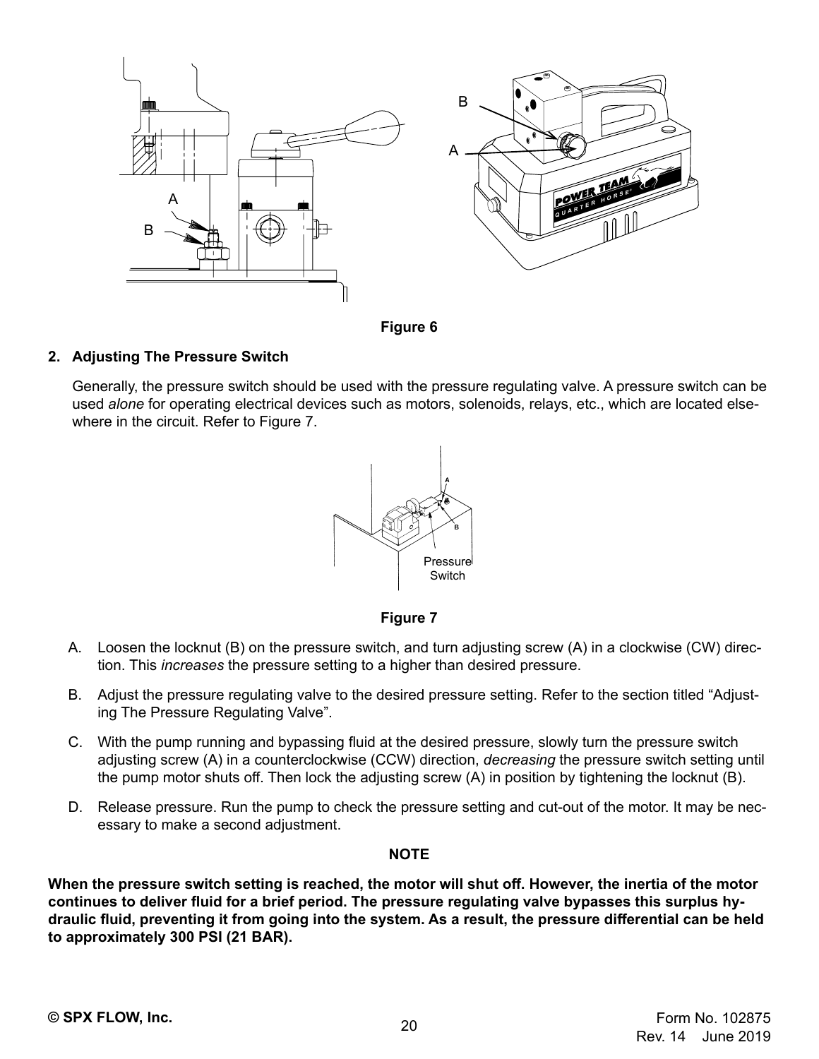Figure 6

**2. Adjusting The Pressure Switch**

Generally, the pressure switch should be used with the pressure regulating valve. A pressure switch can be used *alone* for operating electrical devices such as motors, solenoids, relays, etc., which are located elsewhere in the circuit. Refer to Figure 7.

Figure 7

A. Loosen the locknut (B) on the pressure switch, and turn adjusting screw (A) in a clockwise (CW) direction. This *increases* the pressure setting to a higher than desired pressure.

B. Adjust the pressure regulating valve to the desired pressure setting. Refer to the section titled "Adjusting The Pressure Regulating Valve".

C. With the pump running and bypassing fluid at the desired pressure, slowly turn the pressure switch adjusting screw (A) in a counterclockwise (CCW) direction, *decreasing* the pressure switch setting until the pump motor shuts off. Then lock the adjusting screw (A) in position by tightening the locknut (B).

D. Release pressure. Run the pump to check the pressure setting and cut-out of the motor. It may be necessary to make a second adjustment.

**NOTE**

**When the pressure switch setting is reached, the motor will shut off. However, the inertia of the motor continues to deliver fluid for a brief period. The pressure regulating valve bypasses this surplus hydraulic fluid, preventing it from going into the system. As a result, the pressure differential can be held to approximately 300 PSI (21 BAR).**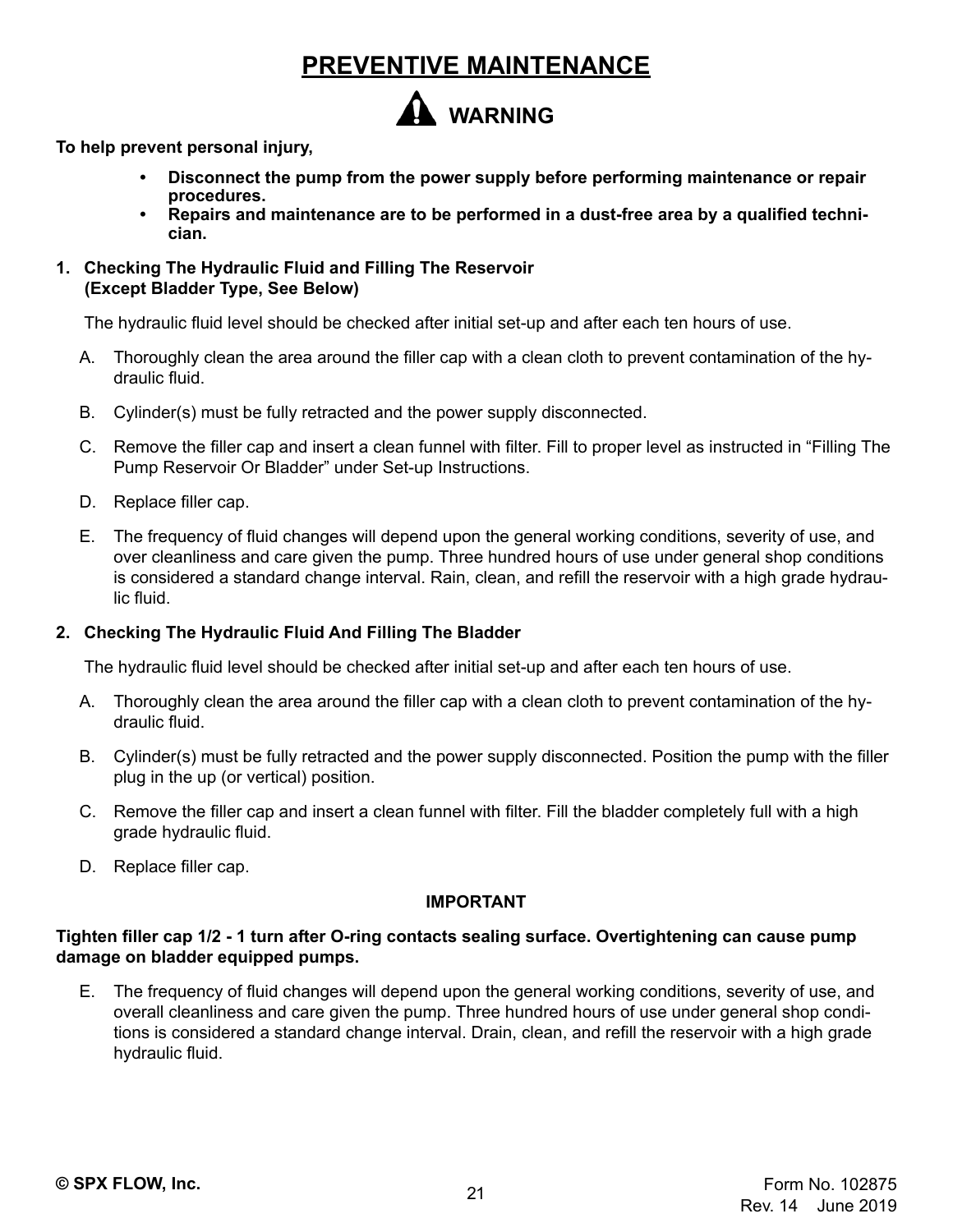# PREVENTIVE MAINTENANCE

## ⚠ WARNING

**To help prevent personal injury,**

- **Disconnect the pump from the power supply before performing maintenance or repair procedures.**
- **Repairs and maintenance are to be performed in a dust-free area by a qualified technician.**

**1. Checking The Hydraulic Fluid and Filling The Reservoir (Except Bladder Type, See Below)**

The hydraulic fluid level should be checked after initial set-up and after each ten hours of use.

A. Thoroughly clean the area around the filler cap with a clean cloth to prevent contamination of the hydraulic fluid.

B. Cylinder(s) must be fully retracted and the power supply disconnected.

C. Remove the filler cap and insert a clean funnel with filter. Fill to proper level as instructed in "Filling The Pump Reservoir Or Bladder" under Set-up Instructions.

D. Replace filler cap.

E. The frequency of fluid changes will depend upon the general working conditions, severity of use, and over cleanliness and care given the pump. Three hundred hours of use under general shop conditions is considered a standard change interval. Rain, clean, and refill the reservoir with a high grade hydraulic fluid.

**2. Checking The Hydraulic Fluid And Filling The Bladder**

The hydraulic fluid level should be checked after initial set-up and after each ten hours of use.

A. Thoroughly clean the area around the filler cap with a clean cloth to prevent contamination of the hydraulic fluid.

B. Cylinder(s) must be fully retracted and the power supply disconnected. Position the pump with the filler plug in the up (or vertical) position.

C. Remove the filler cap and insert a clean funnel with filter. Fill the bladder completely full with a high grade hydraulic fluid.

D. Replace filler cap.

**IMPORTANT**

**Tighten filler cap 1/2 - 1 turn after O-ring contacts sealing surface. Overtightening can cause pump damage on bladder equipped pumps.**

E. The frequency of fluid changes will depend upon the general working conditions, severity of use, and overall cleanliness and care given the pump. Three hundred hours of use under general shop conditions is considered a standard change interval. Drain, clean, and refill the reservoir with a high grade hydraulic fluid.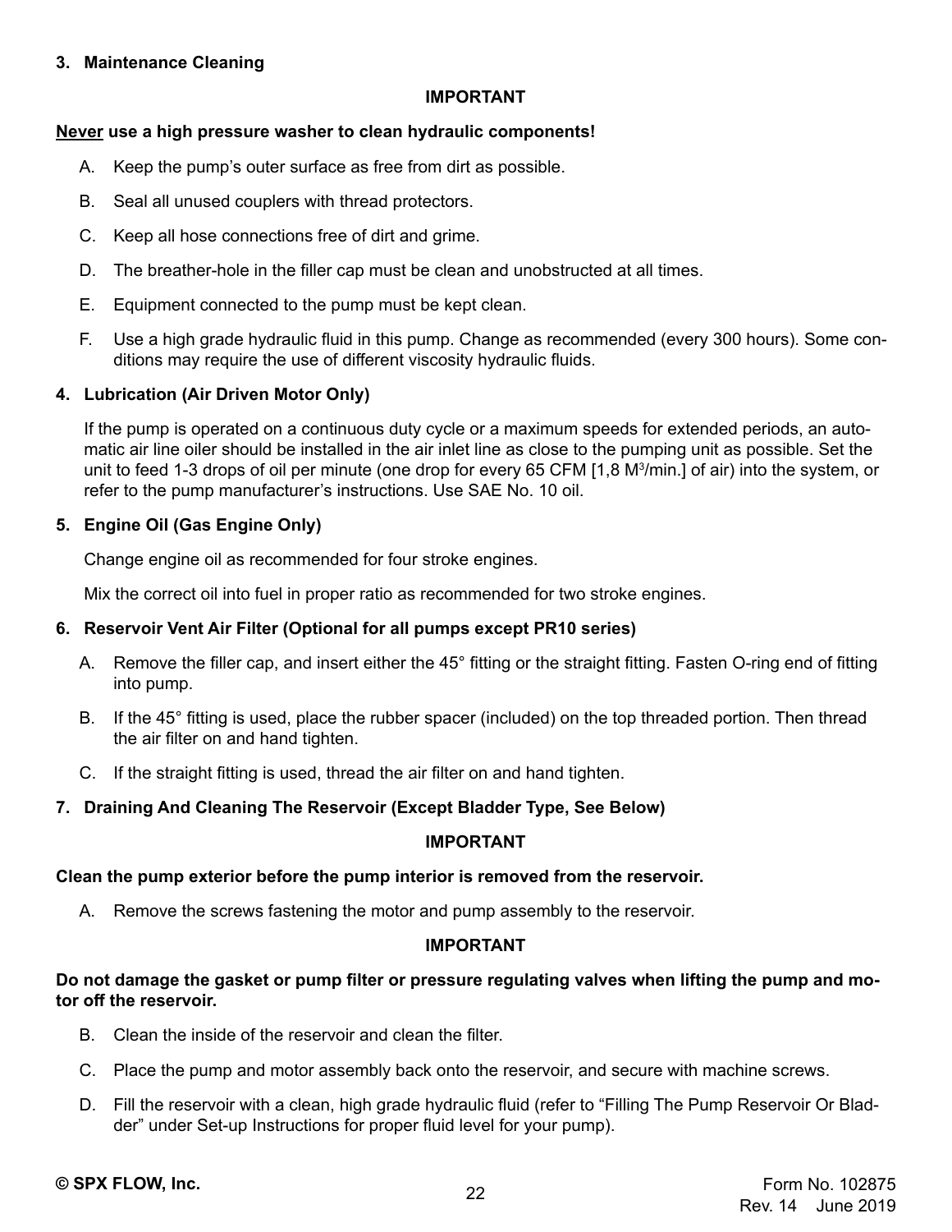### 3. Maintenance Cleaning

**IMPORTANT**

**<u>Never</u> use a high pressure washer to clean hydraulic components!**

A. Keep the pump's outer surface as free from dirt as possible.

B. Seal all unused couplers with thread protectors.

C. Keep all hose connections free of dirt and grime.

D. The breather-hole in the filler cap must be clean and unobstructed at all times.

E. Equipment connected to the pump must be kept clean.

F. Use a high grade hydraulic fluid in this pump. Change as recommended (every 300 hours). Some conditions may require the use of different viscosity hydraulic fluids.

### 4. Lubrication (Air Driven Motor Only)

If the pump is operated on a continuous duty cycle or a maximum speeds for extended periods, an automatic air line oiler should be installed in the air inlet line as close to the pumping unit as possible. Set the unit to feed 1-3 drops of oil per minute (one drop for every 65 CFM [1,8 $M^3$/min.] of air) into the system, or refer to the pump manufacturer's instructions. Use SAE No. 10 oil.

### 5. Engine Oil (Gas Engine Only)

Change engine oil as recommended for four stroke engines.

Mix the correct oil into fuel in proper ratio as recommended for two stroke engines.

### 6. Reservoir Vent Air Filter (Optional for all pumps except PR10 series)

A. Remove the filler cap, and insert either the 45° fitting or the straight fitting. Fasten O-ring end of fitting into pump.

B. If the 45° fitting is used, place the rubber spacer (included) on the top threaded portion. Then thread the air filter on and hand tighten.

C. If the straight fitting is used, thread the air filter on and hand tighten.

### 7. Draining And Cleaning The Reservoir (Except Bladder Type, See Below)

**IMPORTANT**

**Clean the pump exterior before the pump interior is removed from the reservoir.**

A. Remove the screws fastening the motor and pump assembly to the reservoir.

**IMPORTANT**

**Do not damage the gasket or pump filter or pressure regulating valves when lifting the pump and motor off the reservoir.**

B. Clean the inside of the reservoir and clean the filter.

C. Place the pump and motor assembly back onto the reservoir, and secure with machine screws.

D. Fill the reservoir with a clean, high grade hydraulic fluid (refer to "Filling The Pump Reservoir Or Bladder" under Set-up Instructions for proper fluid level for your pump).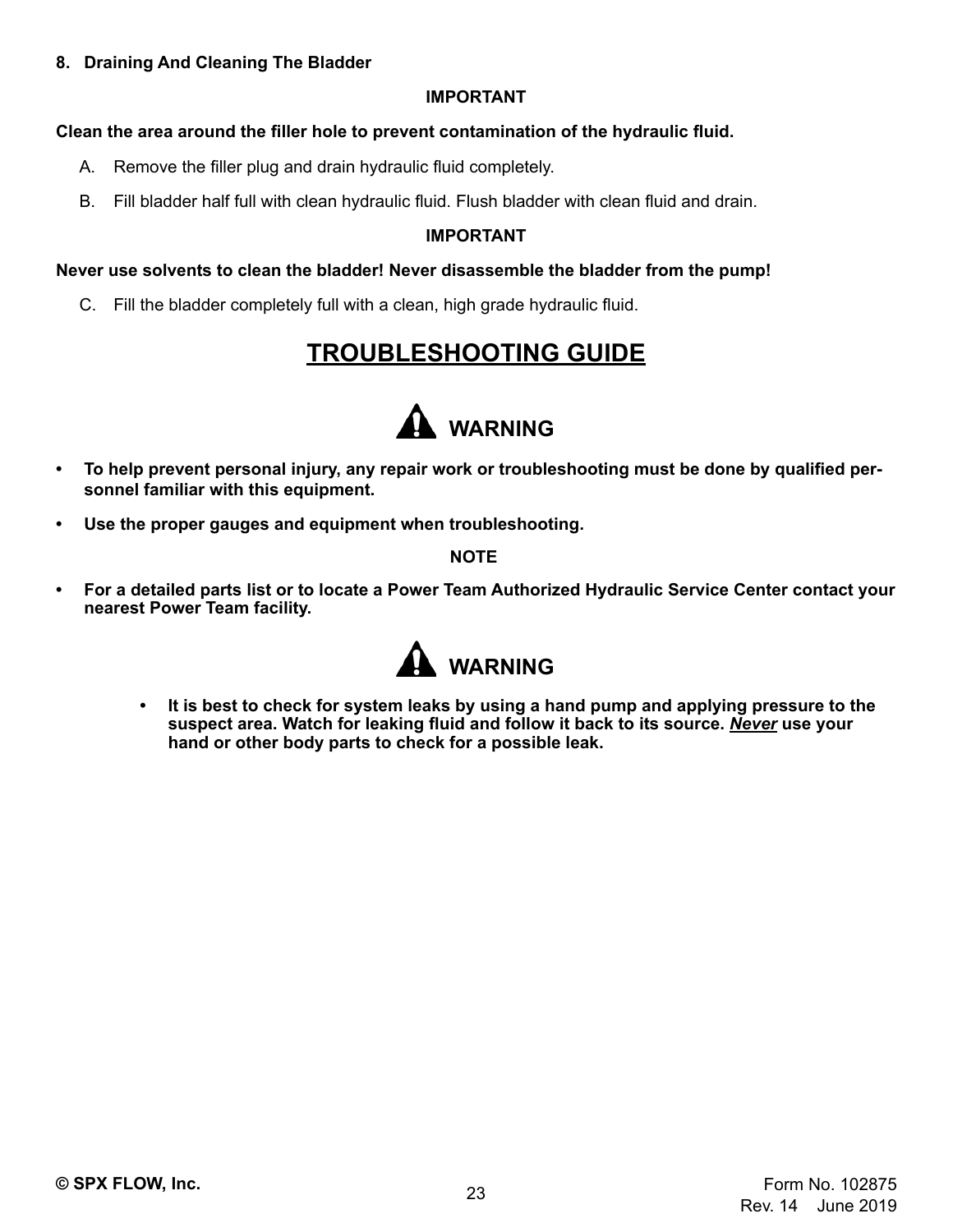**8. Draining And Cleaning The Bladder**

**IMPORTANT**

**Clean the area around the filler hole to prevent contamination of the hydraulic fluid.**

A. Remove the filler plug and drain hydraulic fluid completely.

B. Fill bladder half full with clean hydraulic fluid. Flush bladder with clean fluid and drain.

**IMPORTANT**

**Never use solvents to clean the bladder! Never disassemble the bladder from the pump!**

C. Fill the bladder completely full with a clean, high grade hydraulic fluid.

# TROUBLESHOOTING GUIDE

**WARNING**

- **To help prevent personal injury, any repair work or troubleshooting must be done by qualified personnel familiar with this equipment.**
- **Use the proper gauges and equipment when troubleshooting.**

**NOTE**

- **For a detailed parts list or to locate a Power Team Authorized Hydraulic Service Center contact your nearest Power Team facility.**

**WARNING**

- **It is best to check for system leaks by using a hand pump and applying pressure to the suspect area. Watch for leaking fluid and follow it back to its source. *Never* use your hand or other body parts to check for a possible leak.**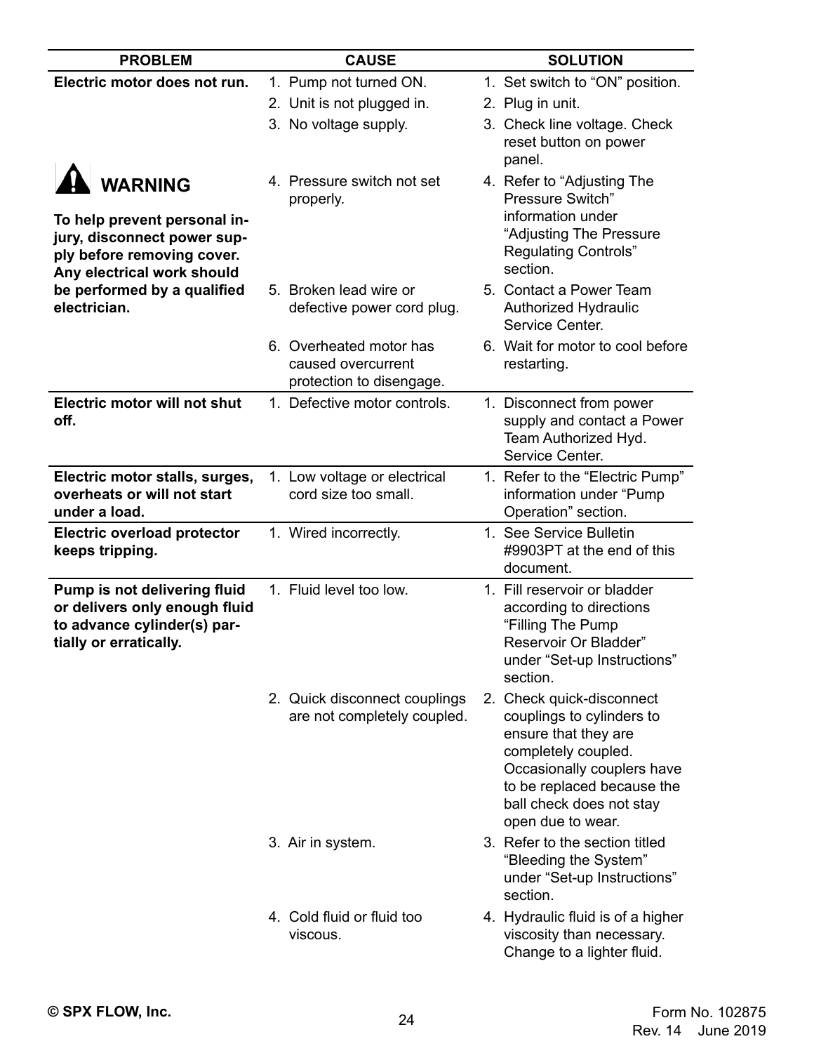| PROBLEM | CAUSE | SOLUTION |
|---|---|---|
| **Electric motor does not run.** | 1. Pump not turned ON. | 1. Set switch to "ON" position. |
| | 2. Unit is not plugged in. | 2. Plug in unit. |
| | 3. No voltage supply. | 3. Check line voltage. Check reset button on power panel. |
| **WARNING** **To help prevent personal injury, disconnect power supply before removing cover. Any electrical work should be performed by a qualified electrician.** | 4. Pressure switch not set properly. | 4. Refer to "Adjusting The Pressure Switch" information under "Adjusting The Pressure Regulating Controls" section. |
| | 5. Broken lead wire or defective power cord plug. | 5. Contact a Power Team Authorized Hydraulic Service Center. |
| | 6. Overheated motor has caused overcurrent protection to disengage. | 6. Wait for motor to cool before restarting. |
| **Electric motor will not shut off.** | 1. Defective motor controls. | 1. Disconnect from power supply and contact a Power Team Authorized Hyd. Service Center. |
| **Electric motor stalls, surges, overheats or will not start under a load.** | 1. Low voltage or electrical cord size too small. | 1. Refer to the "Electric Pump" information under "Pump Operation" section. |
| **Electric overload protector keeps tripping.** | 1. Wired incorrectly. | 1. See Service Bulletin #9903PT at the end of this document. |
| **Pump is not delivering fluid or delivers only enough fluid to advance cylinder(s) partially or erratically.** | 1. Fluid level too low. | 1. Fill reservoir or bladder according to directions "Filling The Pump Reservoir Or Bladder" under "Set-up Instructions" section. |
| | 2. Quick disconnect couplings are not completely coupled. | 2. Check quick-disconnect couplings to cylinders to ensure that they are completely coupled. Occasionally couplers have to be replaced because the ball check does not stay open due to wear. |
| | 3. Air in system. | 3. Refer to the section titled "Bleeding the System" under "Set-up Instructions" section. |
| | 4. Cold fluid or fluid too viscous. | 4. Hydraulic fluid is of a higher viscosity than necessary. Change to a lighter fluid. |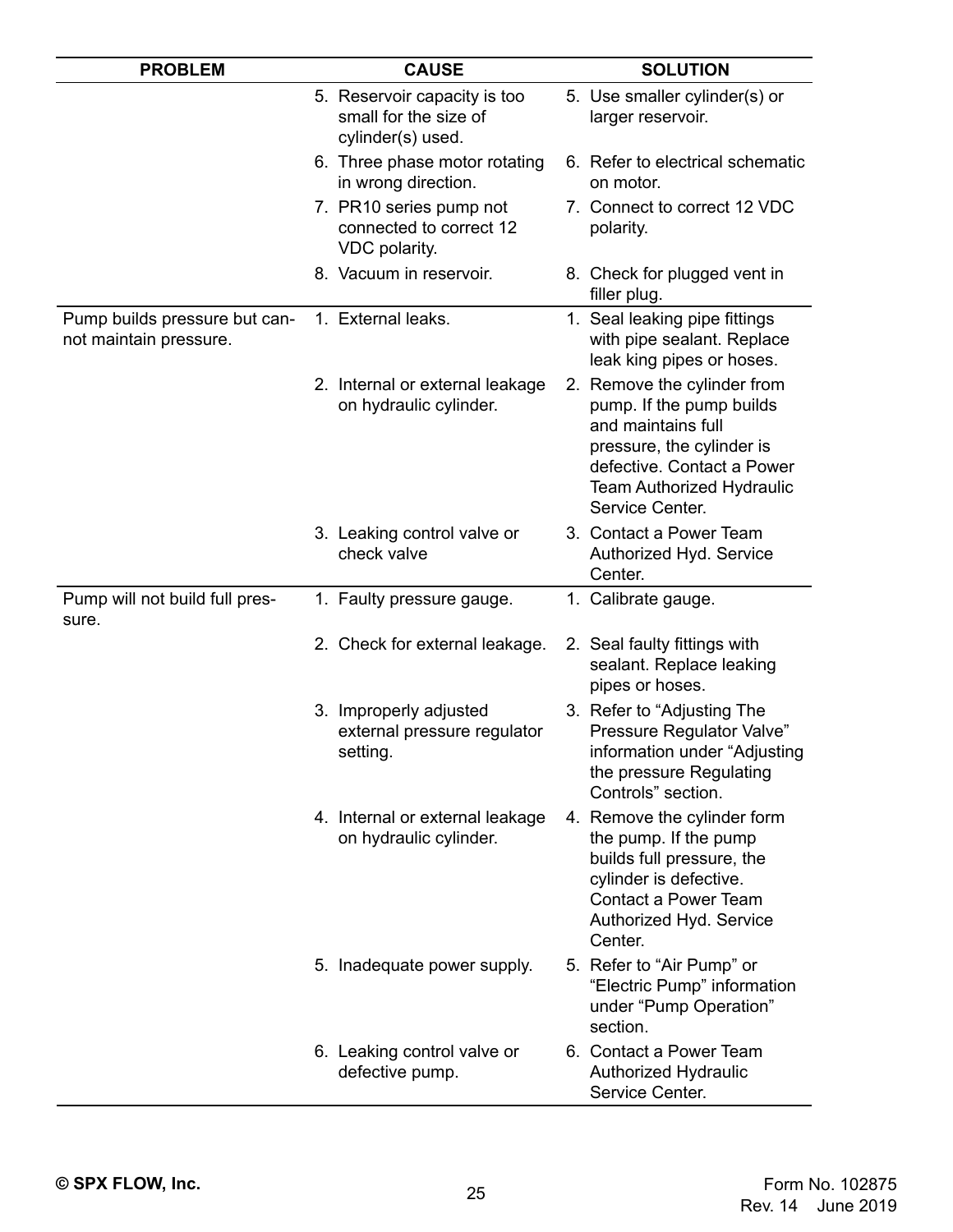| PROBLEM | CAUSE | SOLUTION |
|---|---|---|
| | 5. Reservoir capacity is too small for the size of cylinder(s) used. | 5. Use smaller cylinder(s) or larger reservoir. |
| | 6. Three phase motor rotating in wrong direction. | 6. Refer to electrical schematic on motor. |
| | 7. PR10 series pump not connected to correct 12 VDC polarity. | 7. Connect to correct 12 VDC polarity. |
| | 8. Vacuum in reservoir. | 8. Check for plugged vent in filler plug. |
| Pump builds pressure but cannot maintain pressure. | 1. External leaks. | 1. Seal leaking pipe fittings with pipe sealant. Replace leak king pipes or hoses. |
| | 2. Internal or external leakage on hydraulic cylinder. | 2. Remove the cylinder from pump. If the pump builds and maintains full pressure, the cylinder is defective. Contact a Power Team Authorized Hydraulic Service Center. |
| | 3. Leaking control valve or check valve | 3. Contact a Power Team Authorized Hyd. Service Center. |
| Pump will not build full pressure. | 1. Faulty pressure gauge. | 1. Calibrate gauge. |
| | 2. Check for external leakage. | 2. Seal faulty fittings with sealant. Replace leaking pipes or hoses. |
| | 3. Improperly adjusted external pressure regulator setting. | 3. Refer to "Adjusting The Pressure Regulator Valve" information under "Adjusting the pressure Regulating Controls" section. |
| | 4. Internal or external leakage on hydraulic cylinder. | 4. Remove the cylinder form the pump. If the pump builds full pressure, the cylinder is defective. Contact a Power Team Authorized Hyd. Service Center. |
| | 5. Inadequate power supply. | 5. Refer to "Air Pump" or "Electric Pump" information under "Pump Operation" section. |
| | 6. Leaking control valve or defective pump. | 6. Contact a Power Team Authorized Hydraulic Service Center. |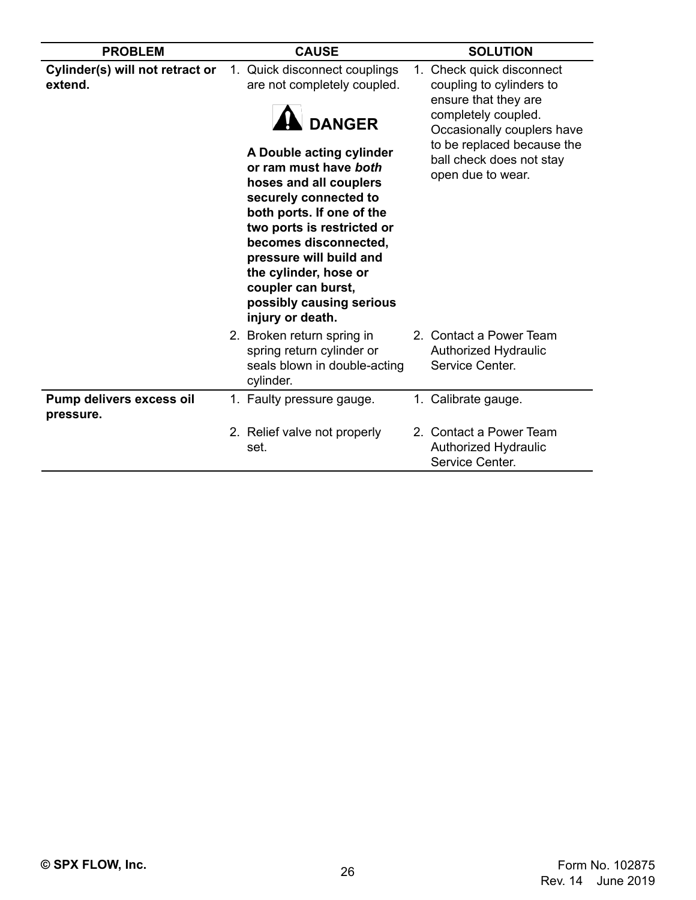| PROBLEM | CAUSE | SOLUTION |
|---|---|---|
| **Cylinder(s) will not retract or extend.** | 1. Quick disconnect couplings are not completely coupled.<br><br>**DANGER**<br><br>**A Double acting cylinder or ram must have *both* hoses and all couplers securely connected to both ports. If one of the two ports is restricted or becomes disconnected, pressure will build and the cylinder, hose or coupler can burst, possibly causing serious injury or death.** | 1. Check quick disconnect coupling to cylinders to ensure that they are completely coupled. Occasionally couplers have to be replaced because the ball check does not stay open due to wear. |
| | 2. Broken return spring in spring return cylinder or seals blown in double-acting cylinder. | 2. Contact a Power Team Authorized Hydraulic Service Center. |
| **Pump delivers excess oil pressure.** | 1. Faulty pressure gauge. | 1. Calibrate gauge. |
| | 2. Relief valve not properly set. | 2. Contact a Power Team Authorized Hydraulic Service Center. |

© SPX FLOW, Inc.

Form No. 102875
Rev. 14 June 2019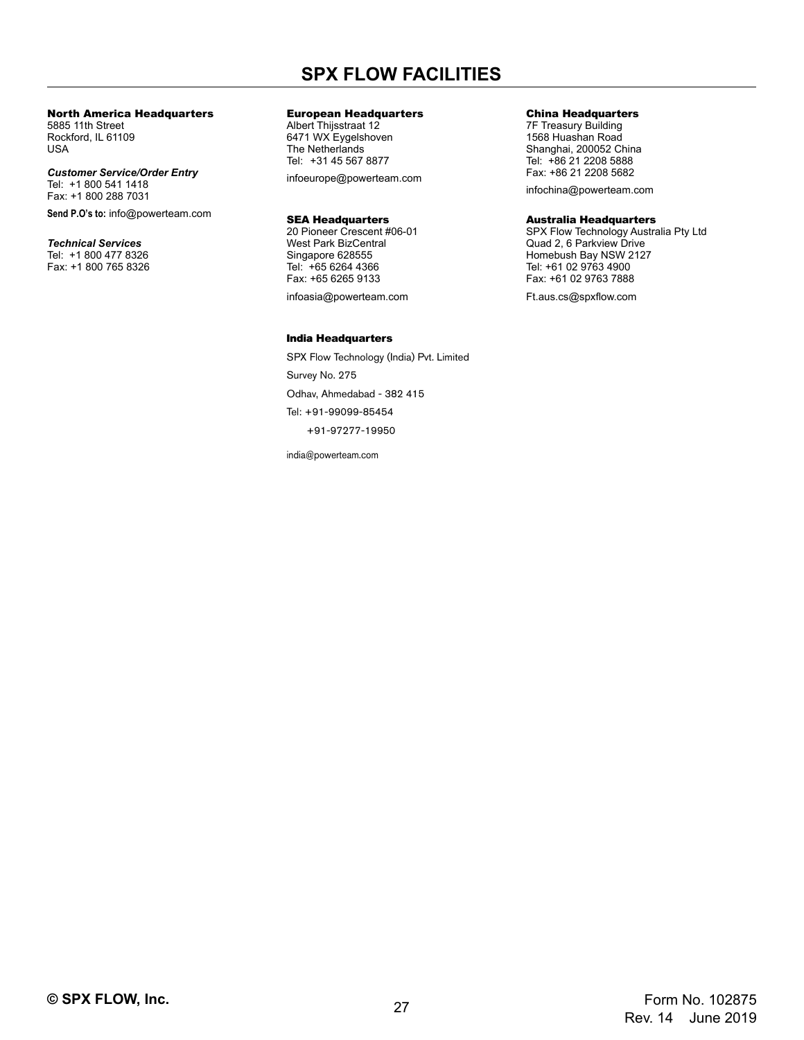# SPX FLOW FACILITIES

**North America Headquarters**
5885 11th Street
Rockford, IL 61109
USA

***Customer Service/Order Entry***
Tel: +1 800 541 1418
Fax: +1 800 288 7031

**Send P.O's to:** info@powerteam.com

***Technical Services***
Tel: +1 800 477 8326
Fax: +1 800 765 8326

**European Headquarters**
Albert Thijsstraat 12
6471 WX Eygelshoven
The Netherlands
Tel: +31 45 567 8877

infoeurope@powerteam.com

**SEA Headquarters**
20 Pioneer Crescent #06-01
West Park BizCentral
Singapore 628555
Tel: +65 6264 4366
Fax: +65 6265 9133

infoasia@powerteam.com

**India Headquarters**

SPX Flow Technology (India) Pvt. Limited

Survey No. 275

Odhav, Ahmedabad - 382 415

Tel: +91-99099-85454

+91-97277-19950

india@powerteam.com

**China Headquarters**
7F Treasury Building
1568 Huashan Road
Shanghai, 200052 China
Tel: +86 21 2208 5888
Fax: +86 21 2208 5682

infochina@powerteam.com

**Australia Headquarters**
SPX Flow Technology Australia Pty Ltd
Quad 2, 6 Parkview Drive
Homebush Bay NSW 2127
Tel: +61 02 9763 4900
Fax: +61 02 9763 7888

Ft.aus.cs@spxflow.com

**© SPX FLOW, Inc.**

Form No. 102875
Rev. 14 June 2019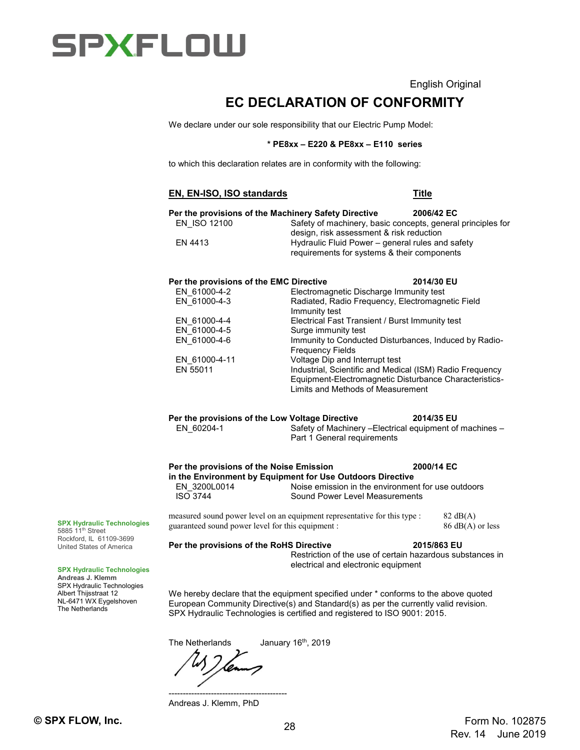SPXFLOW

English Original

# EC DECLARATION OF CONFORMITY

We declare under our sole responsibility that our Electric Pump Model:

**\* PE8xx – E220 & PE8xx – E110 series**

to which this declaration relates are in conformity with the following:

| **EN, EN-ISO, ISO standards** | **Title** |
|---|---|
| **Per the provisions of the Machinery Safety Directive** | **2006/42 EC** |
| EN_ISO 12100 | Safety of machinery, basic concepts, general principles for design, risk assessment & risk reduction |
| EN 4413 | Hydraulic Fluid Power – general rules and safety requirements for systems & their components |
| **Per the provisions of the EMC Directive** | **2014/30 EU** |
| EN_61000-4-2 | Electromagnetic Discharge Immunity test |
| EN_61000-4-3 | Radiated, Radio Frequency, Electromagnetic Field Immunity test |
| EN_61000-4-4 | Electrical Fast Transient / Burst Immunity test |
| EN_61000-4-5 | Surge immunity test |
| EN_61000-4-6 | Immunity to Conducted Disturbances, Induced by Radio-Frequency Fields |
| EN_61000-4-11 | Voltage Dip and Interrupt test |
| EN 55011 | Industrial, Scientific and Medical (ISM) Radio Frequency Equipment-Electromagnetic Disturbance Characteristics-Limits and Methods of Measurement |
| **Per the provisions of the Low Voltage Directive** | **2014/35 EU** |
| EN_60204-1 | Safety of Machinery –Electrical equipment of machines – Part 1 General requirements |
| **Per the provisions of the Noise Emission in the Environment by Equipment for Use Outdoors Directive** | **2000/14 EC** |
| EN_3200L0014 | Noise emission in the environment for use outdoors |
| ISO 3744 | Sound Power Level Measurements |

measured sound power level on an equipment representative for this type : 82 dB(A)
guaranteed sound power level for this equipment : 86 dB(A) or less

**Per the provisions of the RoHS Directive** **2015/863 EU**
Restriction of the use of certain hazardous substances in electrical and electronic equipment

We hereby declare that the equipment specified under * conforms to the above quoted European Community Directive(s) and Standard(s) as per the currently valid revision. SPX Hydraulic Technologies is certified and registered to ISO 9001: 2015.

The Netherlands January 16th, 2019

------------------------------------------
Andreas J. Klemm, PhD

**SPX Hydraulic Technologies**
5885 11th Street
Rockford, IL 61109-3699
United States of America

**SPX Hydraulic Technologies**
**Andreas J. Klemm**
SPX Hydraulic Technologies
Albert Thijsstraat 12
NL-6471 WX Eygelshoven
The Netherlands

**© SPX FLOW, Inc.**

Form No. 102875
Rev. 14 June 2019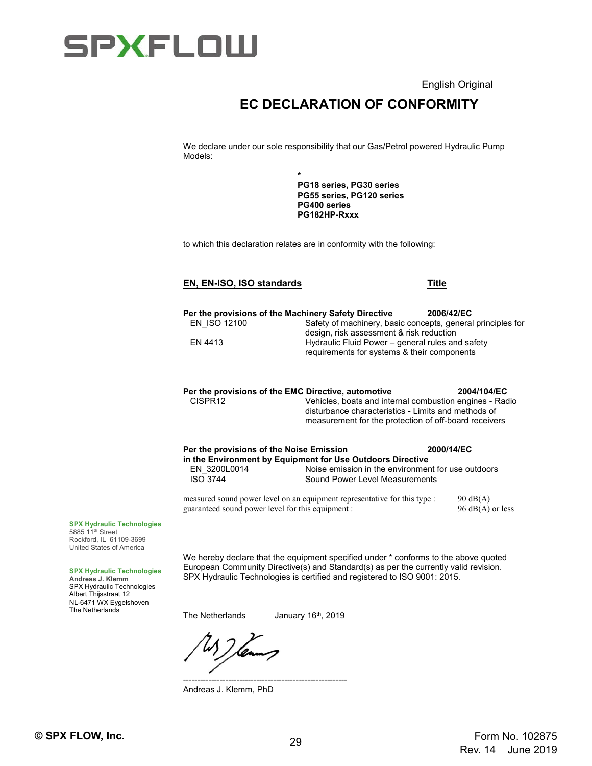SPXFLOW

English Original

# EC DECLARATION OF CONFORMITY

We declare under our sole responsibility that our Gas/Petrol powered Hydraulic Pump Models:

*
**PG18 series, PG30 series**
**PG55 series, PG120 series**
**PG400 series**
**PG182HP-Rxxx**

to which this declaration relates are in conformity with the following:

| **EN, EN-ISO, ISO standards** | **Title** |
| --- | --- |
| **Per the provisions of the Machinery Safety Directive** | **2006/42/EC** |
| EN_ISO 12100 | Safety of machinery, basic concepts, general principles for design, risk assessment & risk reduction |
| EN 4413 | Hydraulic Fluid Power – general rules and safety requirements for systems & their components |
| **Per the provisions of the EMC Directive, automotive** | **2004/104/EC** |
| CISPR12 | Vehicles, boats and internal combustion engines - Radio disturbance characteristics - Limits and methods of measurement for the protection of off-board receivers |
| **Per the provisions of the Noise Emission in the Environment by Equipment for Use Outdoors Directive** | **2000/14/EC** |
| EN_3200L0014 | Noise emission in the environment for use outdoors |
| ISO 3744 | Sound Power Level Measurements |

measured sound power level on an equipment representative for this type : 90 dB(A)
guaranteed sound power level for this equipment : 96 dB(A) or less

**SPX Hydraulic Technologies**
5885 11th Street
Rockford, IL 61109-3699
United States of America

**SPX Hydraulic Technologies**
**Andreas J. Klemm**
SPX Hydraulic Technologies
Albert Thijsstraat 12
NL-6471 WX Eygelshoven
The Netherlands

We hereby declare that the equipment specified under * conforms to the above quoted European Community Directive(s) and Standard(s) as per the currently valid revision. SPX Hydraulic Technologies is certified and registered to ISO 9001: 2015.

The Netherlands January 16th, 2019

Andreas J. Klemm, PhD

© SPX FLOW, Inc.

Form No. 102875
Rev. 14 June 2019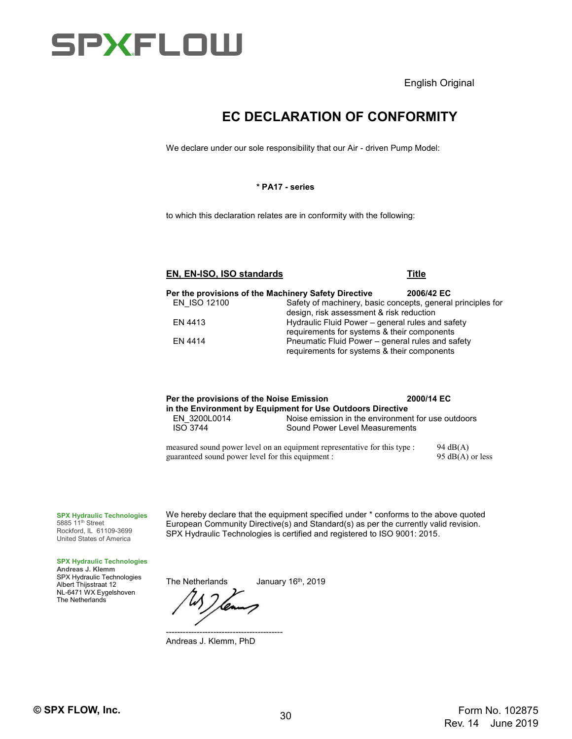SPXFLOW

English Original

# EC DECLARATION OF CONFORMITY

We declare under our sole responsibility that our Air - driven Pump Model:

**\* PA17 - series**

to which this declaration relates are in conformity with the following:

| **EN, EN-ISO, ISO standards** | **Title** |
| --- | --- |
| **Per the provisions of the Machinery Safety Directive** | **2006/42 EC** |
| EN_ISO 12100 | Safety of machinery, basic concepts, general principles for design, risk assessment & risk reduction |
| EN 4413 | Hydraulic Fluid Power – general rules and safety requirements for systems & their components |
| EN 4414 | Pneumatic Fluid Power – general rules and safety requirements for systems & their components |
| **Per the provisions of the Noise Emission in the Environment by Equipment for Use Outdoors Directive** | **2000/14 EC** |
| EN_3200L0014 | Noise emission in the environment for use outdoors |
| ISO 3744 | Sound Power Level Measurements |

| | |
| --- | --- |
| measured sound power level on an equipment representative for this type : | 94 dB(A) |
| guaranteed sound power level for this equipment : | 95 dB(A) or less |

**SPX Hydraulic Technologies**
5885 11th Street
Rockford, IL 61109-3699
United States of America

We hereby declare that the equipment specified under * conforms to the above quoted European Community Directive(s) and Standard(s) as per the currently valid revision. SPX Hydraulic Technologies is certified and registered to ISO 9001: 2015.

**SPX Hydraulic Technologies**
**Andreas J. Klemm**
SPX Hydraulic Technologies
Albert Thijsstraat 12
NL-6471 WX Eygelshoven
The Netherlands

The Netherlands January 16th, 2019

------------------------------------------
Andreas J. Klemm, PhD

© SPX FLOW, Inc.

Form No. 102875
Rev. 14 June 2019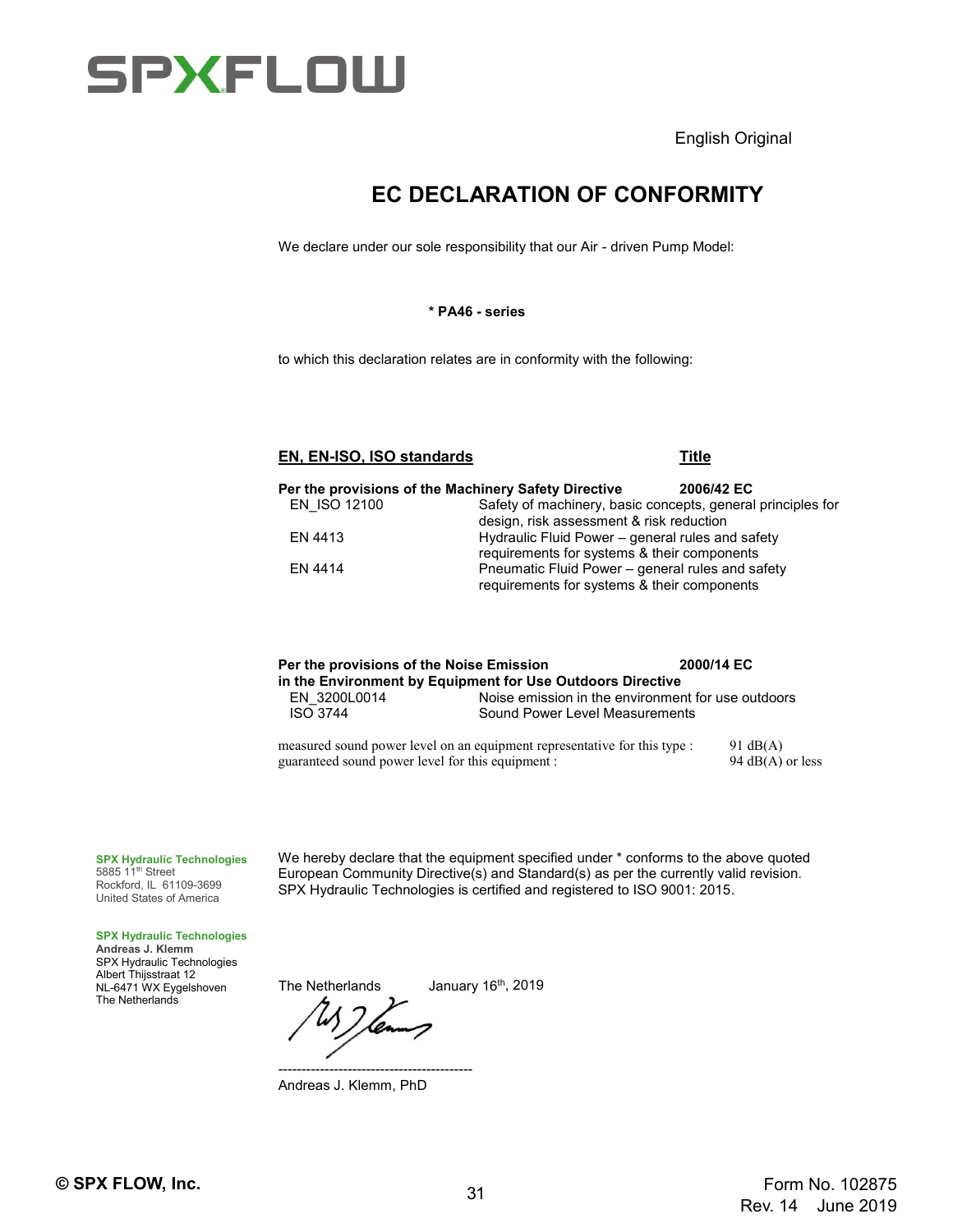SPXFLOW

English Original

# EC DECLARATION OF CONFORMITY

We declare under our sole responsibility that our Air - driven Pump Model:

**\* PA46 - series**

to which this declaration relates are in conformity with the following:

| EN, EN-ISO, ISO standards | Title |
|---|---|
| **Per the provisions of the Machinery Safety Directive** | **2006/42 EC** |
| EN_ISO 12100 | Safety of machinery, basic concepts, general principles for design, risk assessment & risk reduction |
| EN 4413 | Hydraulic Fluid Power – general rules and safety requirements for systems & their components |
| EN 4414 | Pneumatic Fluid Power – general rules and safety requirements for systems & their components |

| | |
|---|---|
| **Per the provisions of the Noise Emission in the Environment by Equipment for Use Outdoors Directive** | **2000/14 EC** |
| EN_3200L0014 | Noise emission in the environment for use outdoors |
| ISO 3744 | Sound Power Level Measurements |

measured sound power level on an equipment representative for this type : 91 dB(A)
guaranteed sound power level for this equipment : 94 dB(A) or less

**SPX Hydraulic Technologies**
5885 11th Street
Rockford, IL 61109-3699
United States of America

We hereby declare that the equipment specified under * conforms to the above quoted European Community Directive(s) and Standard(s) as per the currently valid revision. SPX Hydraulic Technologies is certified and registered to ISO 9001: 2015.

**SPX Hydraulic Technologies**
**Andreas J. Klemm**
SPX Hydraulic Technologies
Albert Thijsstraat 12
NL-6471 WX Eygelshoven
The Netherlands

The Netherlands January 16th, 2019

------------------------------------------
Andreas J. Klemm, PhD

© SPX FLOW, Inc.

Form No. 102875
Rev. 14 June 2019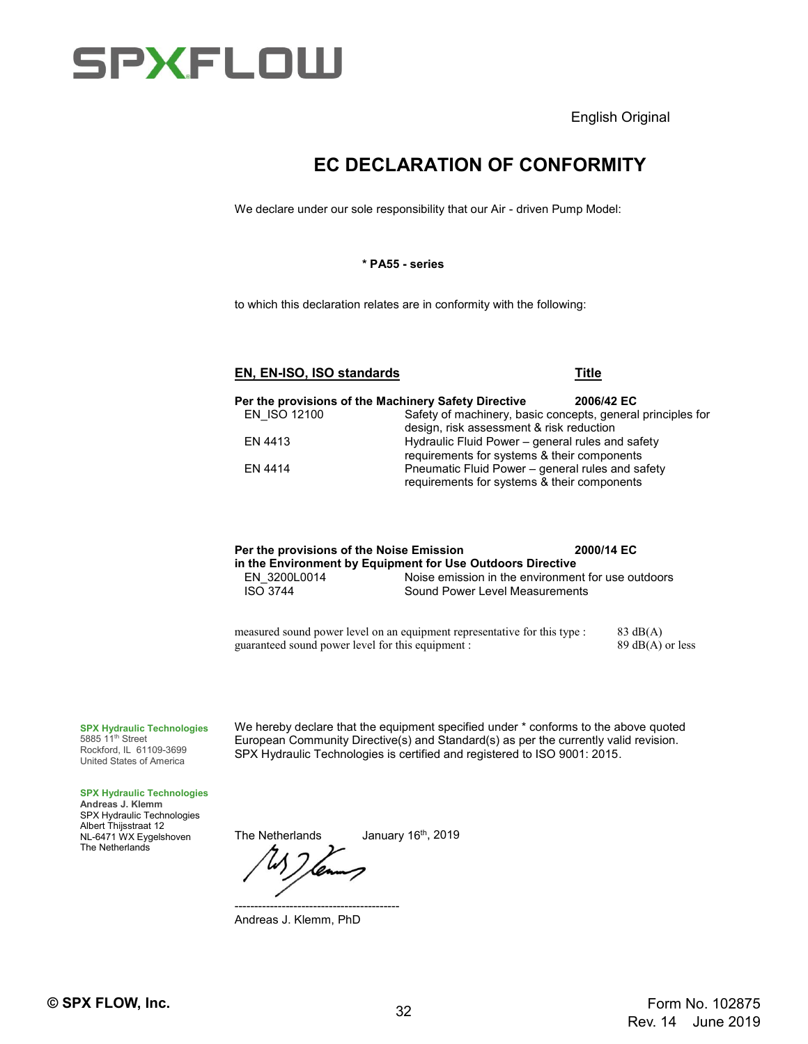SPXFLOW

English Original

# EC DECLARATION OF CONFORMITY

We declare under our sole responsibility that our Air - driven Pump Model:

**\* PA55 - series**

to which this declaration relates are in conformity with the following:

| **EN, EN-ISO, ISO standards** | **Title** |
|---|---|
| **Per the provisions of the Machinery Safety Directive** | **2006/42 EC** |
| EN_ISO 12100 | Safety of machinery, basic concepts, general principles for design, risk assessment & risk reduction |
| EN 4413 | Hydraulic Fluid Power – general rules and safety requirements for systems & their components |
| EN 4414 | Pneumatic Fluid Power – general rules and safety requirements for systems & their components |
| **Per the provisions of the Noise Emission in the Environment by Equipment for Use Outdoors Directive** | **2000/14 EC** |
| EN_3200L0014 | Noise emission in the environment for use outdoors |
| ISO 3744 | Sound Power Level Measurements |

| | |
|---|---|
| measured sound power level on an equipment representative for this type : | 83 dB(A) |
| guaranteed sound power level for this equipment : | 89 dB(A) or less |

**SPX Hydraulic Technologies**
5885 11th Street
Rockford, IL 61109-3699
United States of America

We hereby declare that the equipment specified under * conforms to the above quoted European Community Directive(s) and Standard(s) as per the currently valid revision. SPX Hydraulic Technologies is certified and registered to ISO 9001: 2015.

**SPX Hydraulic Technologies**
**Andreas J. Klemm**
SPX Hydraulic Technologies
Albert Thijsstraat 12
NL-6471 WX Eygelshoven
The Netherlands

The Netherlands January 16th, 2019

-------------------------------------------
Andreas J. Klemm, PhD

© SPX FLOW, Inc.

Form No. 102875
Rev. 14 June 2019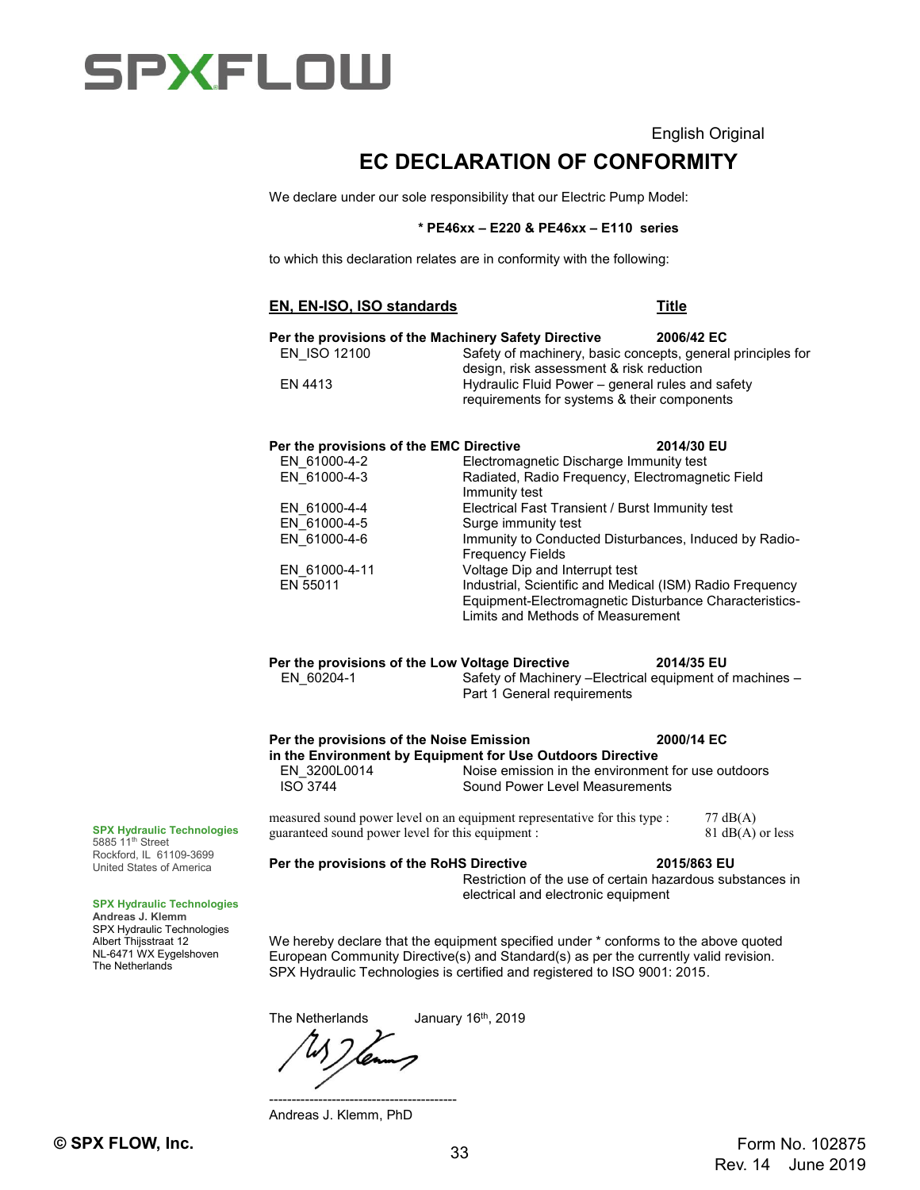SPXFLOW

English Original

# EC DECLARATION OF CONFORMITY

We declare under our sole responsibility that our Electric Pump Model:

**\* PE46xx – E220 & PE46xx – E110 series**

to which this declaration relates are in conformity with the following:

| **EN, EN-ISO, ISO standards** | **Title** |
|---|---|
| **Per the provisions of the Machinery Safety Directive** | **2006/42 EC** |
| EN_ISO 12100 | Safety of machinery, basic concepts, general principles for design, risk assessment & risk reduction |
| EN 4413 | Hydraulic Fluid Power – general rules and safety requirements for systems & their components |
| **Per the provisions of the EMC Directive** | **2014/30 EU** |
| EN_61000-4-2 | Electromagnetic Discharge Immunity test |
| EN_61000-4-3 | Radiated, Radio Frequency, Electromagnetic Field Immunity test |
| EN_61000-4-4 | Electrical Fast Transient / Burst Immunity test |
| EN_61000-4-5 | Surge immunity test |
| EN_61000-4-6 | Immunity to Conducted Disturbances, Induced by Radio-Frequency Fields |
| EN_61000-4-11 | Voltage Dip and Interrupt test |
| EN 55011 | Industrial, Scientific and Medical (ISM) Radio Frequency Equipment-Electromagnetic Disturbance Characteristics-Limits and Methods of Measurement |
| **Per the provisions of the Low Voltage Directive** | **2014/35 EU** |
| EN_60204-1 | Safety of Machinery –Electrical equipment of machines – Part 1 General requirements |
| **Per the provisions of the Noise Emission in the Environment by Equipment for Use Outdoors Directive** | **2000/14 EC** |
| EN_3200L0014 | Noise emission in the environment for use outdoors |
| ISO 3744 | Sound Power Level Measurements |

| | |
|---|---|
| measured sound power level on an equipment representative for this type : | 77 dB(A) |
| guaranteed sound power level for this equipment : | 81 dB(A) or less |

**Per the provisions of the RoHS Directive** **2015/863 EU**

Restriction of the use of certain hazardous substances in electrical and electronic equipment

We hereby declare that the equipment specified under * conforms to the above quoted European Community Directive(s) and Standard(s) as per the currently valid revision. SPX Hydraulic Technologies is certified and registered to ISO 9001: 2015.

The Netherlands January 16th, 2019

------------------------------------------

Andreas J. Klemm, PhD

**SPX Hydraulic Technologies**
5885 11th Street
Rockford, IL 61109-3699
United States of America

**SPX Hydraulic Technologies**
**Andreas J. Klemm**
SPX Hydraulic Technologies
Albert Thijsstraat 12
NL-6471 WX Eygelshoven
The Netherlands

**© SPX FLOW, Inc.**

Form No. 102875
Rev. 14 June 2019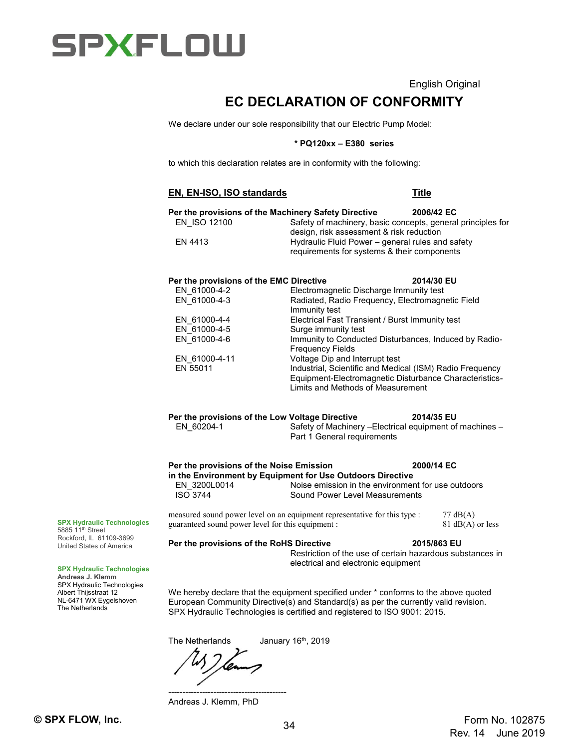# SPXFLOW

English Original

## EC DECLARATION OF CONFORMITY

We declare under our sole responsibility that our Electric Pump Model:

**\* PQ120xx – E380 series**

to which this declaration relates are in conformity with the following:

| **EN, EN-ISO, ISO standards** | **Title** |
|---|---|
| **Per the provisions of the Machinery Safety Directive** | **2006/42 EC** |
| EN_ISO 12100 | Safety of machinery, basic concepts, general principles for design, risk assessment & risk reduction |
| EN 4413 | Hydraulic Fluid Power – general rules and safety requirements for systems & their components |
| **Per the provisions of the EMC Directive** | **2014/30 EU** |
| EN_61000-4-2 | Electromagnetic Discharge Immunity test |
| EN_61000-4-3 | Radiated, Radio Frequency, Electromagnetic Field Immunity test |
| EN_61000-4-4 | Electrical Fast Transient / Burst Immunity test |
| EN_61000-4-5 | Surge immunity test |
| EN_61000-4-6 | Immunity to Conducted Disturbances, Induced by Radio-Frequency Fields |
| EN_61000-4-11 | Voltage Dip and Interrupt test |
| EN 55011 | Industrial, Scientific and Medical (ISM) Radio Frequency Equipment-Electromagnetic Disturbance Characteristics-Limits and Methods of Measurement |
| **Per the provisions of the Low Voltage Directive** | **2014/35 EU** |
| EN_60204-1 | Safety of Machinery –Electrical equipment of machines – Part 1 General requirements |
| **Per the provisions of the Noise Emission in the Environment by Equipment for Use Outdoors Directive** | **2000/14 EC** |
| EN_3200L0014 | Noise emission in the environment for use outdoors |
| ISO 3744 | Sound Power Level Measurements |

measured sound power level on an equipment representative for this type : 77 dB(A)
guaranteed sound power level for this equipment : 81 dB(A) or less

**Per the provisions of the RoHS Directive** **2015/863 EU**
Restriction of the use of certain hazardous substances in electrical and electronic equipment

We hereby declare that the equipment specified under * conforms to the above quoted European Community Directive(s) and Standard(s) as per the currently valid revision. SPX Hydraulic Technologies is certified and registered to ISO 9001: 2015.

The Netherlands January 16th, 2019

------------------------------------------
Andreas J. Klemm, PhD

**SPX Hydraulic Technologies**
5885 11th Street
Rockford, IL 61109-3699
United States of America

**SPX Hydraulic Technologies**
**Andreas J. Klemm**
SPX Hydraulic Technologies
Albert Thijsstraat 12
NL-6471 WX Eygelshoven
The Netherlands

**© SPX FLOW, Inc.**

Form No. 102875
Rev. 14 June 2019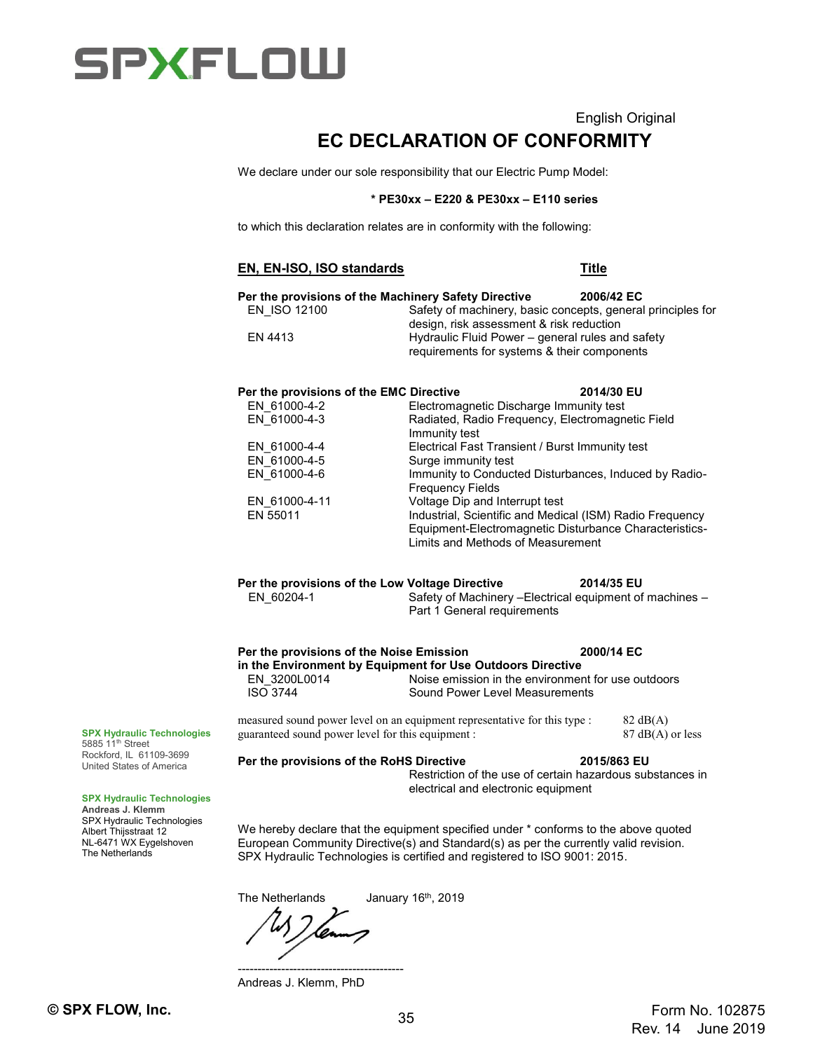SPXFLOW

English Original

# EC DECLARATION OF CONFORMITY

We declare under our sole responsibility that our Electric Pump Model:

**\* PE30xx – E220 & PE30xx – E110 series**

to which this declaration relates are in conformity with the following:

| **EN, EN-ISO, ISO standards** | **Title** |
|---|---|
| **Per the provisions of the Machinery Safety Directive** | **2006/42 EC** |
| EN_ISO 12100 | Safety of machinery, basic concepts, general principles for design, risk assessment & risk reduction |
| EN 4413 | Hydraulic Fluid Power – general rules and safety requirements for systems & their components |
| **Per the provisions of the EMC Directive** | **2014/30 EU** |
| EN_61000-4-2 | Electromagnetic Discharge Immunity test |
| EN_61000-4-3 | Radiated, Radio Frequency, Electromagnetic Field Immunity test |
| EN_61000-4-4 | Electrical Fast Transient / Burst Immunity test |
| EN_61000-4-5 | Surge immunity test |
| EN_61000-4-6 | Immunity to Conducted Disturbances, Induced by Radio-Frequency Fields |
| EN_61000-4-11 | Voltage Dip and Interrupt test |
| EN 55011 | Industrial, Scientific and Medical (ISM) Radio Frequency Equipment-Electromagnetic Disturbance Characteristics-Limits and Methods of Measurement |
| **Per the provisions of the Low Voltage Directive** | **2014/35 EU** |
| EN_60204-1 | Safety of Machinery –Electrical equipment of machines – Part 1 General requirements |
| **Per the provisions of the Noise Emission in the Environment by Equipment for Use Outdoors Directive** | **2000/14 EC** |
| EN_3200L0014 | Noise emission in the environment for use outdoors |
| ISO 3744 | Sound Power Level Measurements |

measured sound power level on an equipment representative for this type : 82 dB(A)
guaranteed sound power level for this equipment : 87 dB(A) or less

**Per the provisions of the RoHS Directive** **2015/863 EU**
Restriction of the use of certain hazardous substances in electrical and electronic equipment

We hereby declare that the equipment specified under * conforms to the above quoted European Community Directive(s) and Standard(s) as per the currently valid revision. SPX Hydraulic Technologies is certified and registered to ISO 9001: 2015.

The Netherlands January 16th, 2019

------------------------------------------
Andreas J. Klemm, PhD

**SPX Hydraulic Technologies**
5885 11th Street
Rockford, IL 61109-3699
United States of America

**SPX Hydraulic Technologies**
**Andreas J. Klemm**
SPX Hydraulic Technologies
Albert Thijsstraat 12
NL-6471 WX Eygelshoven
The Netherlands

© SPX FLOW, Inc.

Form No. 102875
Rev. 14 June 2019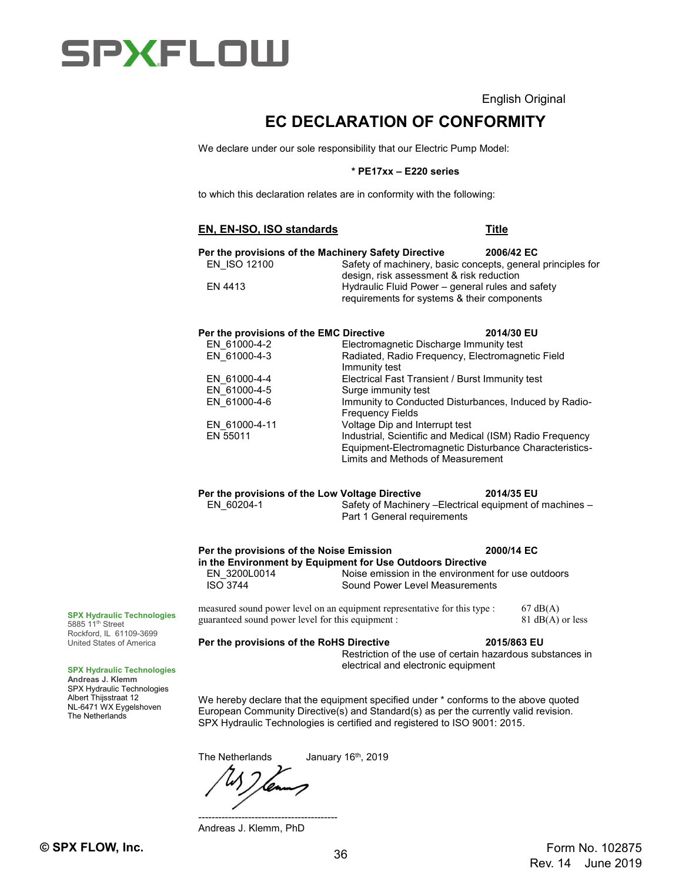SPXFLOW

English Original

# EC DECLARATION OF CONFORMITY

We declare under our sole responsibility that our Electric Pump Model:

**\* PE17xx – E220 series**

to which this declaration relates are in conformity with the following:

| **EN, EN-ISO, ISO standards** | **Title** |
|---|---|
| **Per the provisions of the Machinery Safety Directive** | **2006/42 EC** |
| EN_ISO 12100 | Safety of machinery, basic concepts, general principles for design, risk assessment & risk reduction |
| EN 4413 | Hydraulic Fluid Power – general rules and safety requirements for systems & their components |
| **Per the provisions of the EMC Directive** | **2014/30 EU** |
| EN_61000-4-2 | Electromagnetic Discharge Immunity test |
| EN_61000-4-3 | Radiated, Radio Frequency, Electromagnetic Field Immunity test |
| EN_61000-4-4 | Electrical Fast Transient / Burst Immunity test |
| EN_61000-4-5 | Surge immunity test |
| EN_61000-4-6 | Immunity to Conducted Disturbances, Induced by Radio-Frequency Fields |
| EN_61000-4-11 | Voltage Dip and Interrupt test |
| EN 55011 | Industrial, Scientific and Medical (ISM) Radio Frequency Equipment-Electromagnetic Disturbance Characteristics-Limits and Methods of Measurement |
| **Per the provisions of the Low Voltage Directive** | **2014/35 EU** |
| EN_60204-1 | Safety of Machinery –Electrical equipment of machines – Part 1 General requirements |
| **Per the provisions of the Noise Emission in the Environment by Equipment for Use Outdoors Directive** | **2000/14 EC** |
| EN_3200L0014 | Noise emission in the environment for use outdoors |
| ISO 3744 | Sound Power Level Measurements |

measured sound power level on an equipment representative for this type : 67 dB(A)
guaranteed sound power level for this equipment : 81 dB(A) or less

| | |
|---|---|
| **Per the provisions of the RoHS Directive** | **2015/863 EU** |
| | Restriction of the use of certain hazardous substances in electrical and electronic equipment |

We hereby declare that the equipment specified under * conforms to the above quoted European Community Directive(s) and Standard(s) as per the currently valid revision. SPX Hydraulic Technologies is certified and registered to ISO 9001: 2015.

The Netherlands January 16th, 2019

------------------------------------------
Andreas J. Klemm, PhD

**SPX Hydraulic Technologies**
5885 11th Street
Rockford, IL 61109-3699
United States of America

**SPX Hydraulic Technologies**
**Andreas J. Klemm**
SPX Hydraulic Technologies
Albert Thijsstraat 12
NL-6471 WX Eygelshoven
The Netherlands

© SPX FLOW, Inc.

Form No. 102875
Rev. 14 June 2019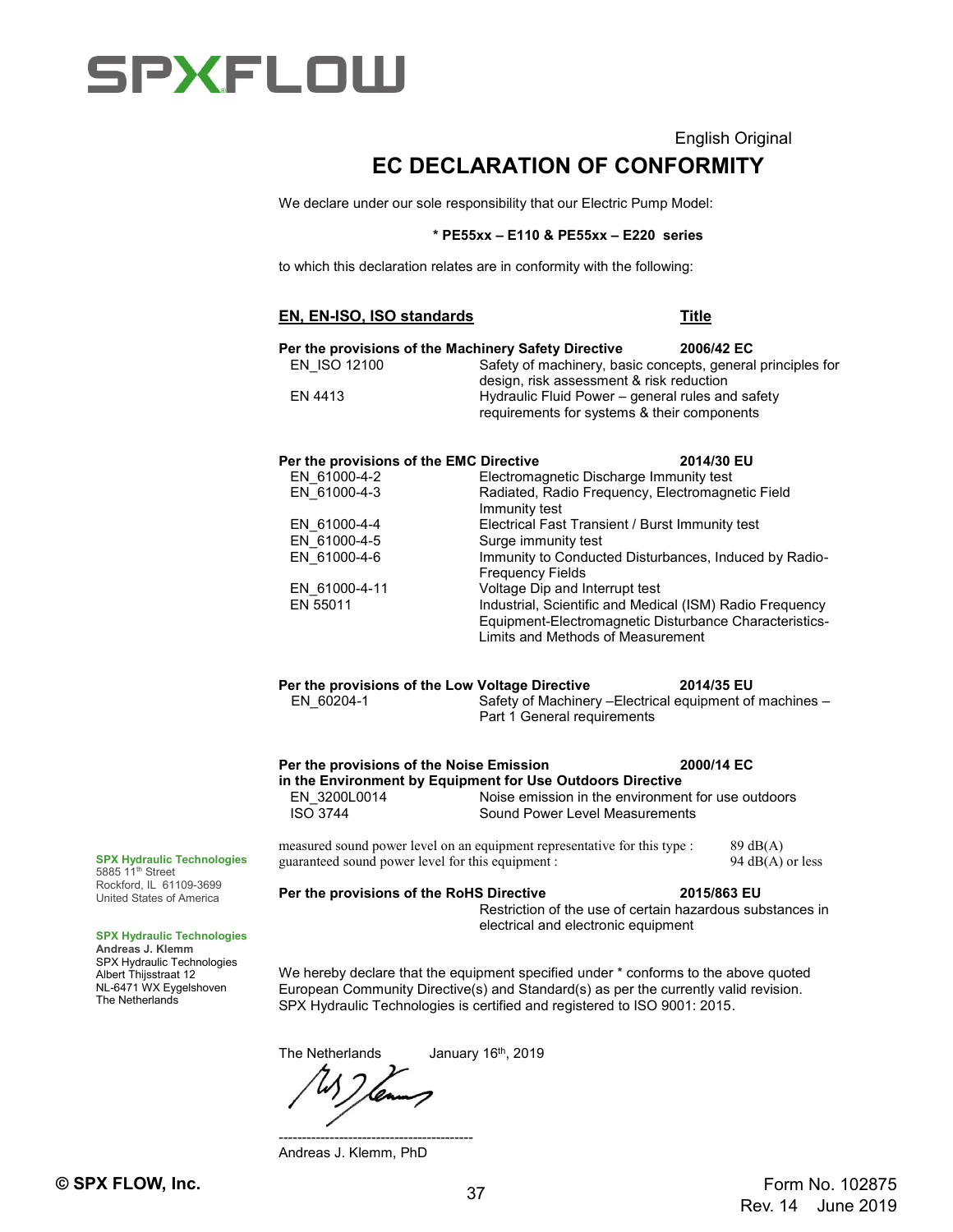SPXFLOW

English Original

# EC DECLARATION OF CONFORMITY

We declare under our sole responsibility that our Electric Pump Model:

**\* PE55xx – E110 & PE55xx – E220 series**

to which this declaration relates are in conformity with the following:

| **EN, EN-ISO, ISO standards** | **Title** |
|---|---|
| **Per the provisions of the Machinery Safety Directive** | **2006/42 EC** |
| EN_ISO 12100 | Safety of machinery, basic concepts, general principles for design, risk assessment & risk reduction |
| EN 4413 | Hydraulic Fluid Power – general rules and safety requirements for systems & their components |
| **Per the provisions of the EMC Directive** | **2014/30 EU** |
| EN_61000-4-2 | Electromagnetic Discharge Immunity test |
| EN_61000-4-3 | Radiated, Radio Frequency, Electromagnetic Field Immunity test |
| EN_61000-4-4 | Electrical Fast Transient / Burst Immunity test |
| EN_61000-4-5 | Surge immunity test |
| EN_61000-4-6 | Immunity to Conducted Disturbances, Induced by Radio-Frequency Fields |
| EN_61000-4-11 | Voltage Dip and Interrupt test |
| EN 55011 | Industrial, Scientific and Medical (ISM) Radio Frequency Equipment-Electromagnetic Disturbance Characteristics-Limits and Methods of Measurement |
| **Per the provisions of the Low Voltage Directive** | **2014/35 EU** |
| EN_60204-1 | Safety of Machinery –Electrical equipment of machines – Part 1 General requirements |
| **Per the provisions of the Noise Emission in the Environment by Equipment for Use Outdoors Directive** | **2000/14 EC** |
| EN_3200L0014 | Noise emission in the environment for use outdoors |
| ISO 3744 | Sound Power Level Measurements |

measured sound power level on an equipment representative for this type : 89 dB(A)
guaranteed sound power level for this equipment : 94 dB(A) or less

**Per the provisions of the RoHS Directive** **2015/863 EU**
Restriction of the use of certain hazardous substances in electrical and electronic equipment

We hereby declare that the equipment specified under * conforms to the above quoted European Community Directive(s) and Standard(s) as per the currently valid revision.
SPX Hydraulic Technologies is certified and registered to ISO 9001: 2015.

The Netherlands January 16th, 2019

------------------------------------------
Andreas J. Klemm, PhD

**SPX Hydraulic Technologies**
5885 11th Street
Rockford, IL 61109-3699
United States of America

**SPX Hydraulic Technologies**
**Andreas J. Klemm**
SPX Hydraulic Technologies
Albert Thijsstraat 12
NL-6471 WX Eygelshoven
The Netherlands

**© SPX FLOW, Inc.**

Form No. 102875
Rev. 14 June 2019